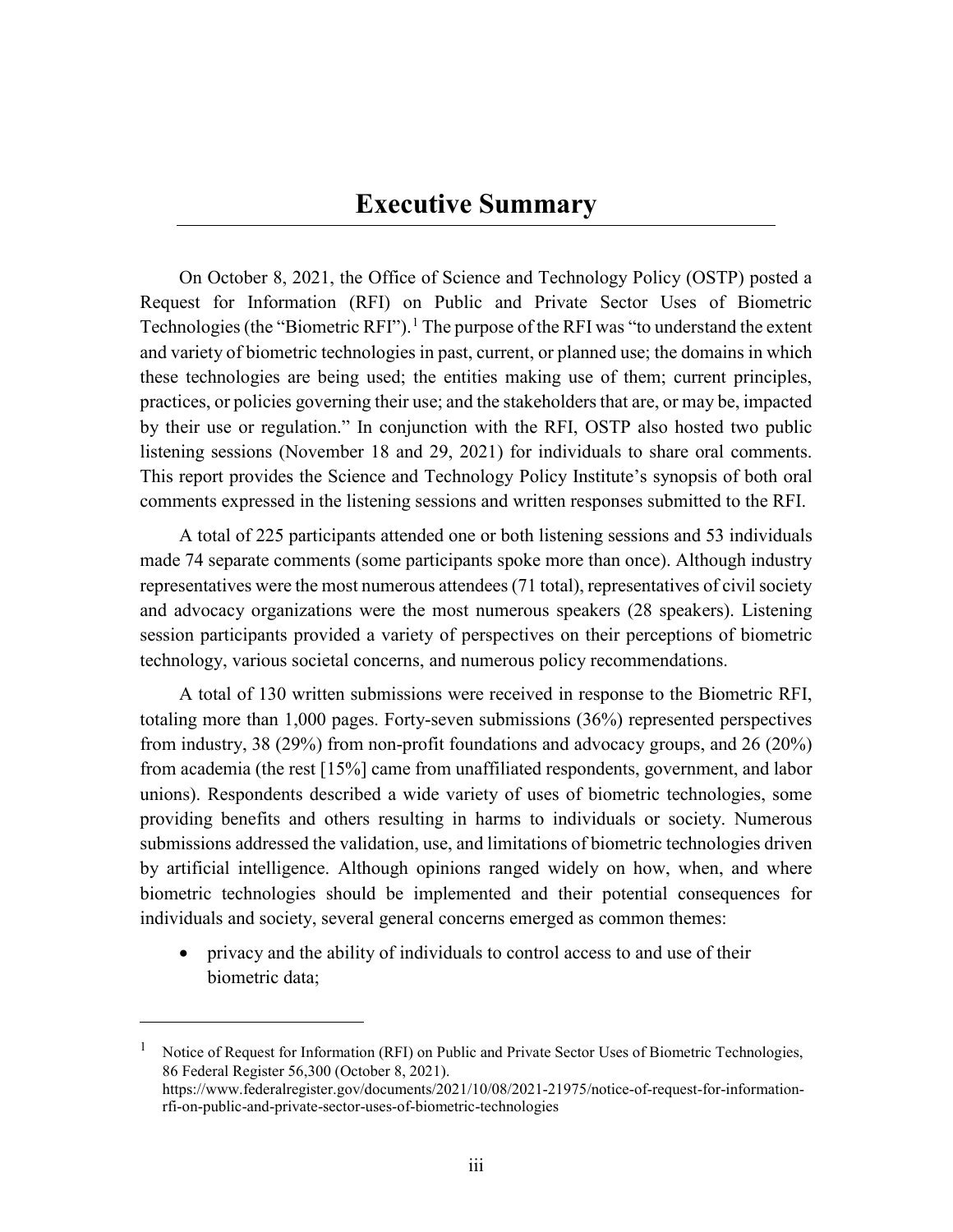# Executive Summary

On October 8, 2021, the Office of Science and Technology Policy (OSTP) posted a Request for Information (RFI) on Public and Private Sector Uses of Biometric Technologies (the "Biometric RFI").[1] The purpose of the RFI was "to understand the extent and variety of biometric technologies in past, current, or planned use; the domains in which these technologies are being used; the entities making use of them; current principles, practices, or policies governing their use; and the stakeholders that are, or may be, impacted by their use or regulation." In conjunction with the RFI, OSTP also hosted two public listening sessions (November 18 and 29, 2021) for individuals to share oral comments. This report provides the Science and Technology Policy Institute's synopsis of both oral comments expressed in the listening sessions and written responses submitted to the RFI.

A total of 225 participants attended one or both listening sessions and 53 individuals made 74 separate comments (some participants spoke more than once). Although industry representatives were the most numerous attendees (71 total), representatives of civil society and advocacy organizations were the most numerous speakers (28 speakers). Listening session participants provided a variety of perspectives on their perceptions of biometric technology, various societal concerns, and numerous policy recommendations.

A total of 130 written submissions were received in response to the Biometric RFI, totaling more than 1,000 pages. Forty-seven submissions (36%) represented perspectives from industry, 38 (29%) from non-profit foundations and advocacy groups, and 26 (20%) from academia (the rest [15%] came from unaffiliated respondents, government, and labor unions). Respondents described a wide variety of uses of biometric technologies, some providing benefits and others resulting in harms to individuals or society. Numerous submissions addressed the validation, use, and limitations of biometric technologies driven by artificial intelligence. Although opinions ranged widely on how, when, and where biometric technologies should be implemented and their potential consequences for individuals and society, several general concerns emerged as common themes:

- privacy and the ability of individuals to control access to and use of their biometric data;

[1] Notice of Request for Information (RFI) on Public and Private Sector Uses of Biometric Technologies, 86 Federal Register 56,300 (October 8, 2021). https://www.federalregister.gov/documents/2021/10/08/2021-21975/notice-of-request-for-information-rfi-on-public-and-private-sector-uses-of-biometric-technologies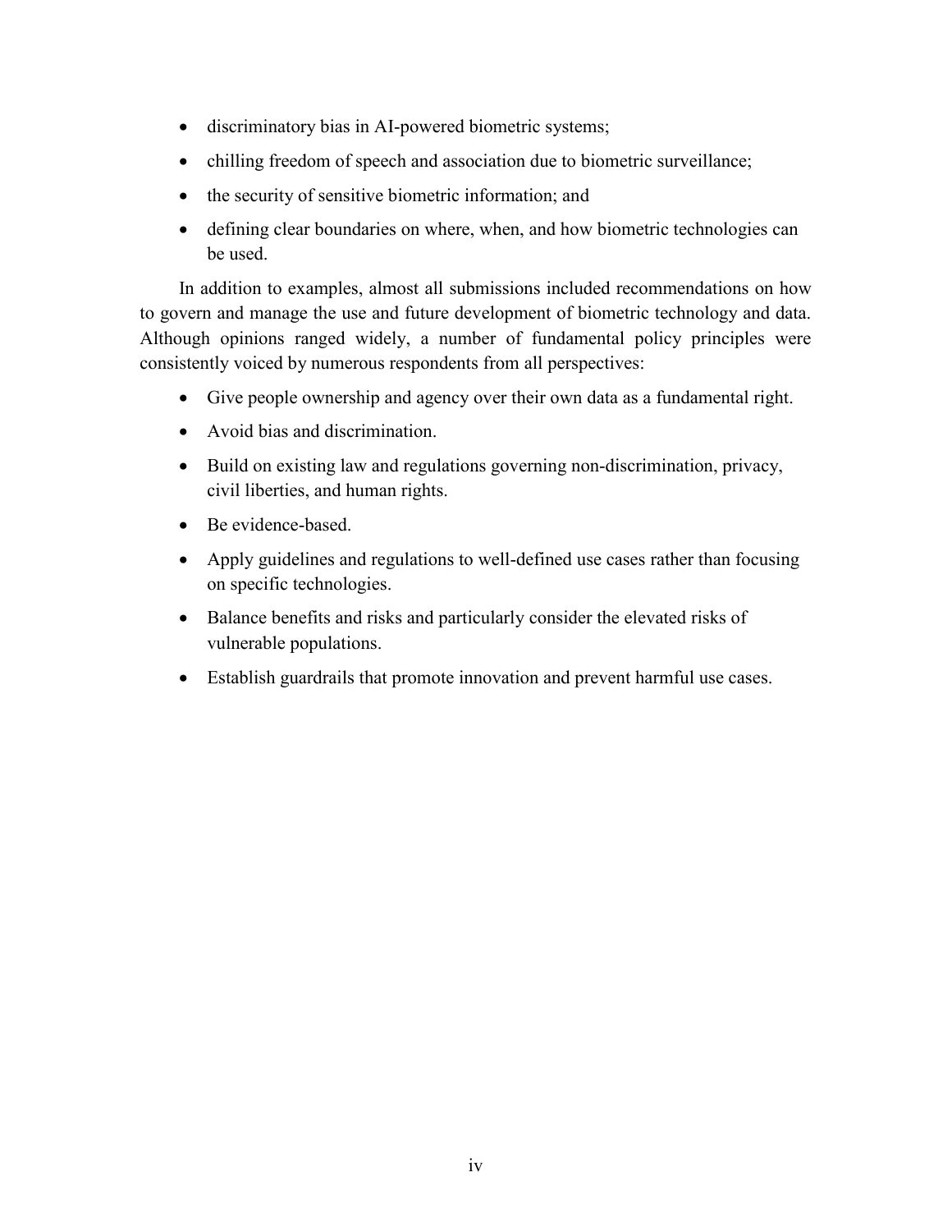- discriminatory bias in AI-powered biometric systems;
- chilling freedom of speech and association due to biometric surveillance;
- the security of sensitive biometric information; and
- defining clear boundaries on where, when, and how biometric technologies can be used.

In addition to examples, almost all submissions included recommendations on how to govern and manage the use and future development of biometric technology and data. Although opinions ranged widely, a number of fundamental policy principles were consistently voiced by numerous respondents from all perspectives:

- Give people ownership and agency over their own data as a fundamental right.
- Avoid bias and discrimination.
- Build on existing law and regulations governing non-discrimination, privacy, civil liberties, and human rights.
- Be evidence-based.
- Apply guidelines and regulations to well-defined use cases rather than focusing on specific technologies.
- Balance benefits and risks and particularly consider the elevated risks of vulnerable populations.
- Establish guardrails that promote innovation and prevent harmful use cases.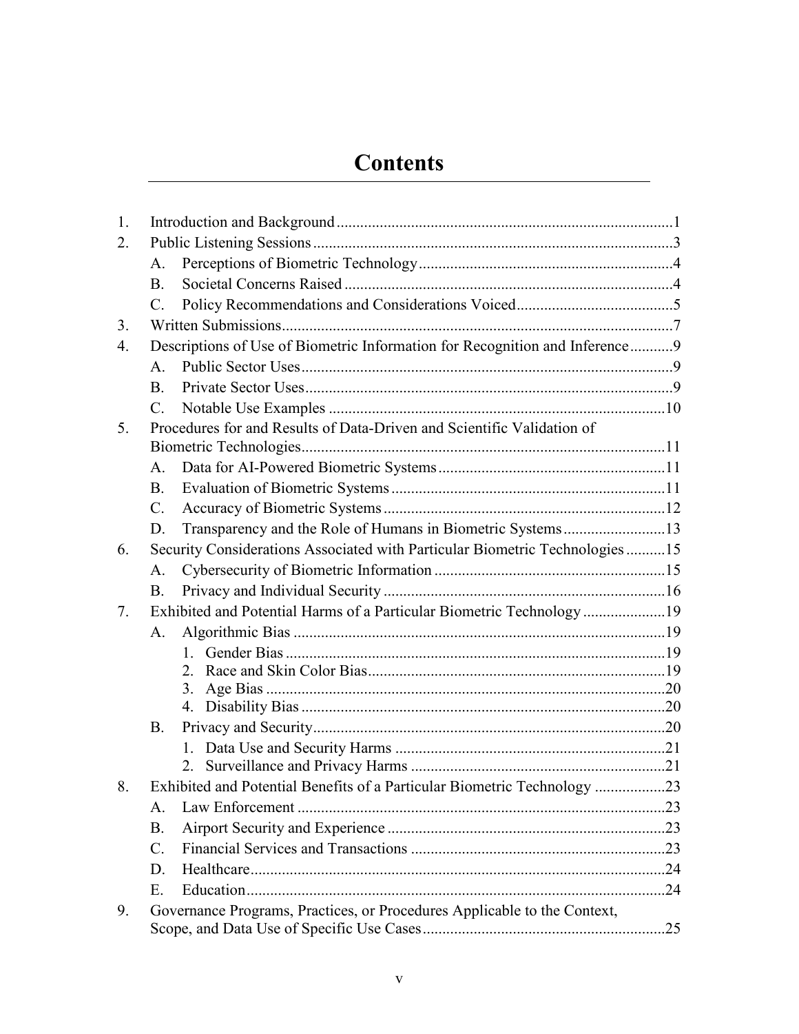# Contents

1. Introduction and Background ..... 1
2. Public Listening Sessions ..... 3
   - A. Perceptions of Biometric Technology ..... 4
   - B. Societal Concerns Raised ..... 4
   - C. Policy Recommendations and Considerations Voiced ..... 5
3. Written Submissions ..... 7
4. Descriptions of Use of Biometric Information for Recognition and Inference ..... 9
   - A. Public Sector Uses ..... 9
   - B. Private Sector Uses ..... 9
   - C. Notable Use Examples ..... 10
5. Procedures for and Results of Data-Driven and Scientific Validation of Biometric Technologies ..... 11
   - A. Data for AI-Powered Biometric Systems ..... 11
   - B. Evaluation of Biometric Systems ..... 11
   - C. Accuracy of Biometric Systems ..... 12
   - D. Transparency and the Role of Humans in Biometric Systems ..... 13
6. Security Considerations Associated with Particular Biometric Technologies ..... 15
   - A. Cybersecurity of Biometric Information ..... 15
   - B. Privacy and Individual Security ..... 16
7. Exhibited and Potential Harms of a Particular Biometric Technology ..... 19
   - A. Algorithmic Bias ..... 19
     1. Gender Bias ..... 19
     2. Race and Skin Color Bias ..... 19
     3. Age Bias ..... 20
     4. Disability Bias ..... 20
   - B. Privacy and Security ..... 20
     1. Data Use and Security Harms ..... 21
     2. Surveillance and Privacy Harms ..... 21
8. Exhibited and Potential Benefits of a Particular Biometric Technology ..... 23
   - A. Law Enforcement ..... 23
   - B. Airport Security and Experience ..... 23
   - C. Financial Services and Transactions ..... 23
   - D. Healthcare ..... 24
   - E. Education ..... 24
9. Governance Programs, Practices, or Procedures Applicable to the Context, Scope, and Data Use of Specific Use Cases ..... 25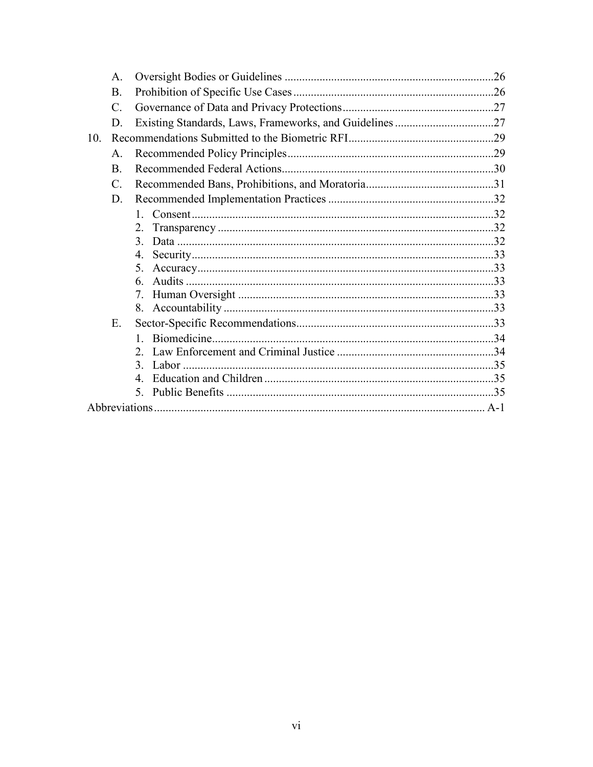- A. Oversight Bodies or Guidelines ....................................................................26
- B. Prohibition of Specific Use Cases ..................................................................26
- C. Governance of Data and Privacy Protections ....................................................27
- D. Existing Standards, Laws, Frameworks, and Guidelines ....................................27

10. Recommendations Submitted to the Biometric RFI ....................................................29
   - A. Recommended Policy Principles ......................................................................29
   - B. Recommended Federal Actions ........................................................................30
   - C. Recommended Bans, Prohibitions, and Moratoria ...............................................31
   - D. Recommended Implementation Practices ............................................................32
     1. Consent ........................................................................................32
     2. Transparency ..................................................................................32
     3. Data ............................................................................................32
     4. Security ........................................................................................33
     5. Accuracy .......................................................................................33
     6. Audits ..........................................................................................33
     7. Human Oversight ...............................................................................33
     8. Accountability .................................................................................33
   - E. Sector-Specific Recommendations ....................................................................33
     1. Biomedicine ....................................................................................34
     2. Law Enforcement and Criminal Justice ......................................................34
     3. Labor ............................................................................................35
     4. Education and Children .......................................................................35
     5. Public Benefits .................................................................................35

Abbreviations ........................................................................................................ A-1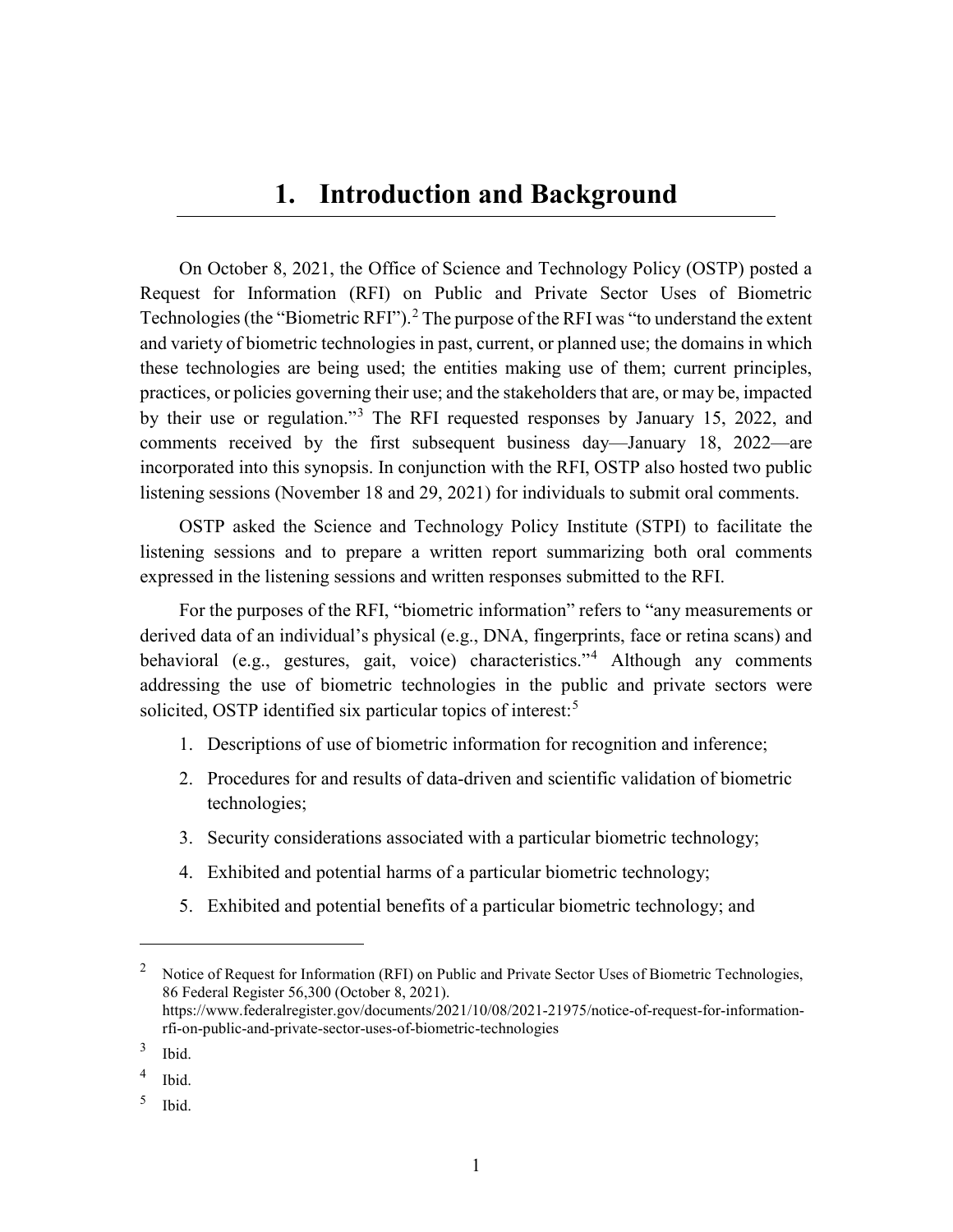# 1. Introduction and Background

On October 8, 2021, the Office of Science and Technology Policy (OSTP) posted a Request for Information (RFI) on Public and Private Sector Uses of Biometric Technologies (the "Biometric RFI").[2] The purpose of the RFI was "to understand the extent and variety of biometric technologies in past, current, or planned use; the domains in which these technologies are being used; the entities making use of them; current principles, practices, or policies governing their use; and the stakeholders that are, or may be, impacted by their use or regulation."[3] The RFI requested responses by January 15, 2022, and comments received by the first subsequent business day—January 18, 2022—are incorporated into this synopsis. In conjunction with the RFI, OSTP also hosted two public listening sessions (November 18 and 29, 2021) for individuals to submit oral comments.

OSTP asked the Science and Technology Policy Institute (STPI) to facilitate the listening sessions and to prepare a written report summarizing both oral comments expressed in the listening sessions and written responses submitted to the RFI.

For the purposes of the RFI, "biometric information" refers to "any measurements or derived data of an individual's physical (e.g., DNA, fingerprints, face or retina scans) and behavioral (e.g., gestures, gait, voice) characteristics."[4] Although any comments addressing the use of biometric technologies in the public and private sectors were solicited, OSTP identified six particular topics of interest:[5]

1. Descriptions of use of biometric information for recognition and inference;
2. Procedures for and results of data-driven and scientific validation of biometric technologies;
3. Security considerations associated with a particular biometric technology;
4. Exhibited and potential harms of a particular biometric technology;
5. Exhibited and potential benefits of a particular biometric technology; and

---

[2] Notice of Request for Information (RFI) on Public and Private Sector Uses of Biometric Technologies, 86 Federal Register 56,300 (October 8, 2021). https://www.federalregister.gov/documents/2021/10/08/2021-21975/notice-of-request-for-information-rfi-on-public-and-private-sector-uses-of-biometric-technologies

[3] Ibid.

[4] Ibid.

[5] Ibid.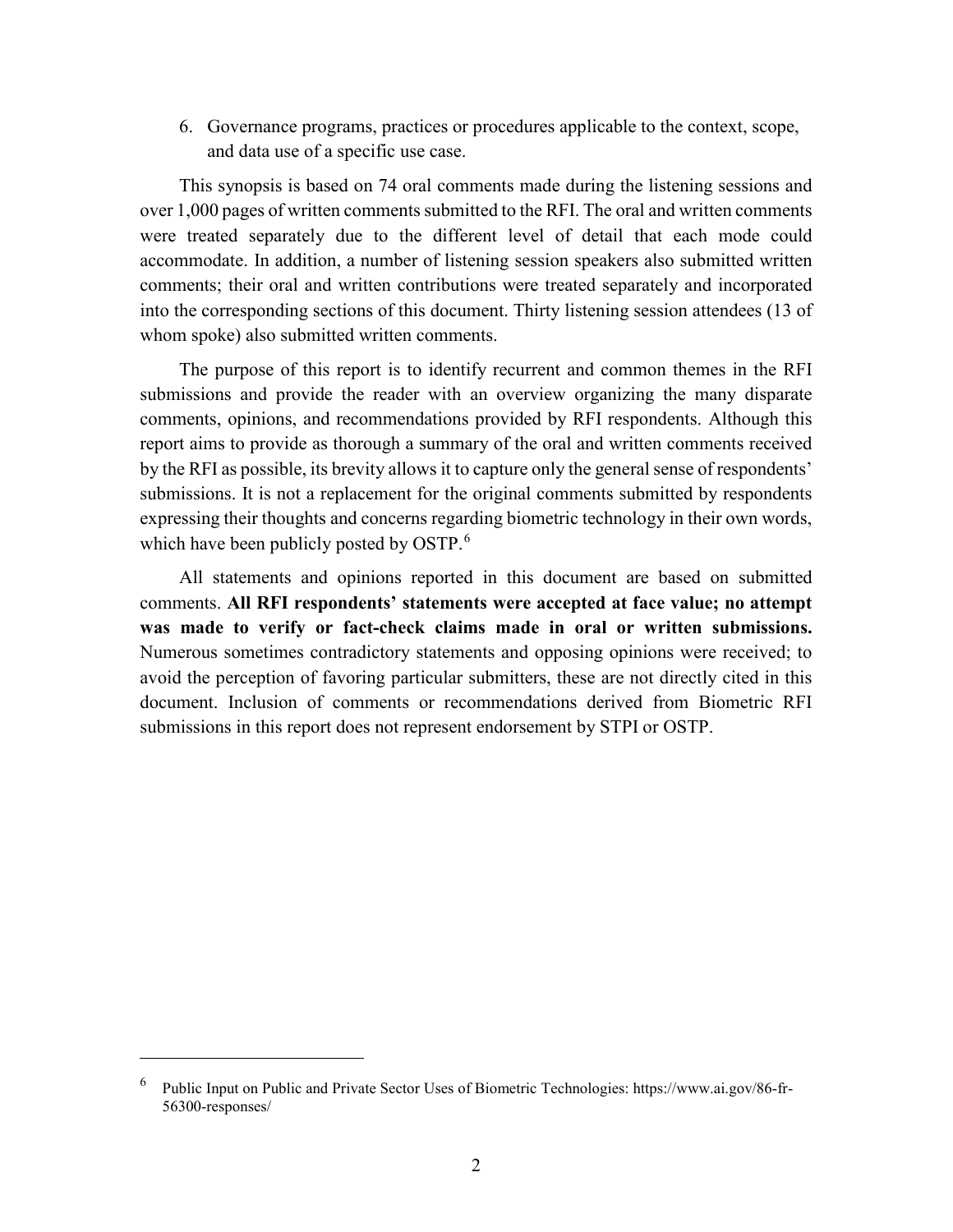6. Governance programs, practices or procedures applicable to the context, scope, and data use of a specific use case.

This synopsis is based on 74 oral comments made during the listening sessions and over 1,000 pages of written comments submitted to the RFI. The oral and written comments were treated separately due to the different level of detail that each mode could accommodate. In addition, a number of listening session speakers also submitted written comments; their oral and written contributions were treated separately and incorporated into the corresponding sections of this document. Thirty listening session attendees (13 of whom spoke) also submitted written comments.

The purpose of this report is to identify recurrent and common themes in the RFI submissions and provide the reader with an overview organizing the many disparate comments, opinions, and recommendations provided by RFI respondents. Although this report aims to provide as thorough a summary of the oral and written comments received by the RFI as possible, its brevity allows it to capture only the general sense of respondents' submissions. It is not a replacement for the original comments submitted by respondents expressing their thoughts and concerns regarding biometric technology in their own words, which have been publicly posted by OSTP.[6]

All statements and opinions reported in this document are based on submitted comments. **All RFI respondents' statements were accepted at face value; no attempt was made to verify or fact-check claims made in oral or written submissions.** Numerous sometimes contradictory statements and opposing opinions were received; to avoid the perception of favoring particular submitters, these are not directly cited in this document. Inclusion of comments or recommendations derived from Biometric RFI submissions in this report does not represent endorsement by STPI or OSTP.

---

[6] Public Input on Public and Private Sector Uses of Biometric Technologies: https://www.ai.gov/86-fr-56300-responses/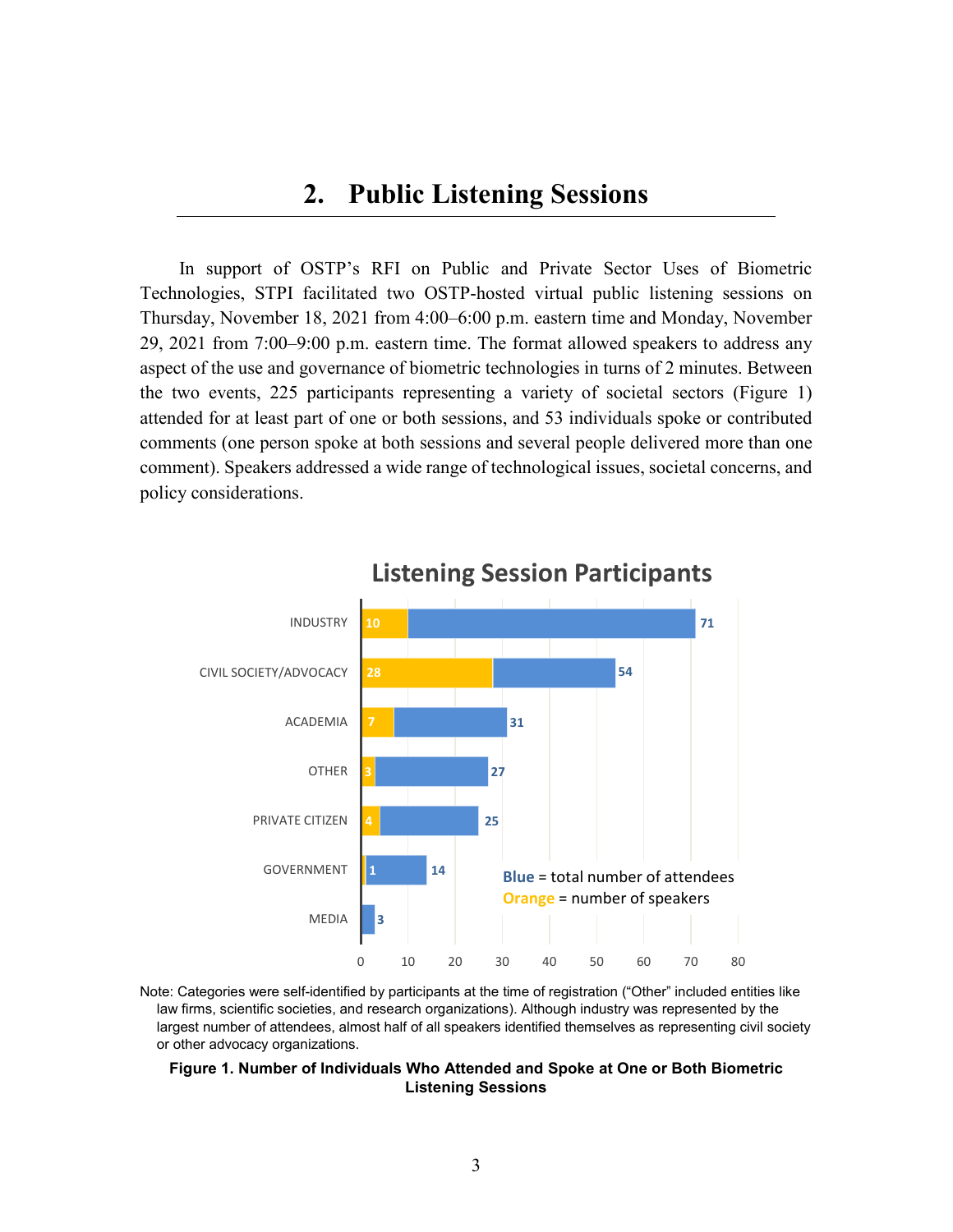## 2. Public Listening Sessions

In support of OSTP's RFI on Public and Private Sector Uses of Biometric Technologies, STPI facilitated two OSTP-hosted virtual public listening sessions on Thursday, November 18, 2021 from 4:00–6:00 p.m. eastern time and Monday, November 29, 2021 from 7:00–9:00 p.m. eastern time. The format allowed speakers to address any aspect of the use and governance of biometric technologies in turns of 2 minutes. Between the two events, 225 participants representing a variety of societal sectors (Figure 1) attended for at least part of one or both sessions, and 53 individuals spoke or contributed comments (one person spoke at both sessions and several people delivered more than one comment). Speakers addressed a wide range of technological issues, societal concerns, and policy considerations.

**Listening Session Participants**

| Sector | Speakers (Orange) | Total attendees (Blue) |
| --- | --- | --- |
| INDUSTRY | 10 | 71 |
| CIVIL SOCIETY/ADVOCACY | 28 | 54 |
| ACADEMIA | 7 | 31 |
| OTHER | 3 | 27 |
| PRIVATE CITIZEN | 4 | 25 |
| GOVERNMENT | 1 | 14 |
| MEDIA | | 3 |

Blue = total number of attendees
Orange = number of speakers

Note: Categories were self-identified by participants at the time of registration ("Other" included entities like law firms, scientific societies, and research organizations). Although industry was represented by the largest number of attendees, almost half of all speakers identified themselves as representing civil society or other advocacy organizations.

**Figure 1. Number of Individuals Who Attended and Spoke at One or Both Biometric Listening Sessions**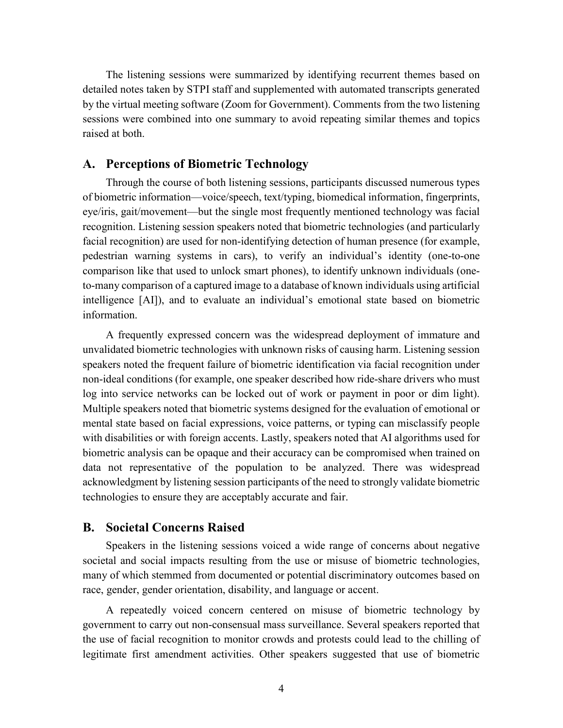The listening sessions were summarized by identifying recurrent themes based on detailed notes taken by STPI staff and supplemented with automated transcripts generated by the virtual meeting software (Zoom for Government). Comments from the two listening sessions were combined into one summary to avoid repeating similar themes and topics raised at both.

## A. Perceptions of Biometric Technology

Through the course of both listening sessions, participants discussed numerous types of biometric information—voice/speech, text/typing, biomedical information, fingerprints, eye/iris, gait/movement—but the single most frequently mentioned technology was facial recognition. Listening session speakers noted that biometric technologies (and particularly facial recognition) are used for non-identifying detection of human presence (for example, pedestrian warning systems in cars), to verify an individual's identity (one-to-one comparison like that used to unlock smart phones), to identify unknown individuals (one-to-many comparison of a captured image to a database of known individuals using artificial intelligence [AI]), and to evaluate an individual's emotional state based on biometric information.

A frequently expressed concern was the widespread deployment of immature and unvalidated biometric technologies with unknown risks of causing harm. Listening session speakers noted the frequent failure of biometric identification via facial recognition under non-ideal conditions (for example, one speaker described how ride-share drivers who must log into service networks can be locked out of work or payment in poor or dim light). Multiple speakers noted that biometric systems designed for the evaluation of emotional or mental state based on facial expressions, voice patterns, or typing can misclassify people with disabilities or with foreign accents. Lastly, speakers noted that AI algorithms used for biometric analysis can be opaque and their accuracy can be compromised when trained on data not representative of the population to be analyzed. There was widespread acknowledgment by listening session participants of the need to strongly validate biometric technologies to ensure they are acceptably accurate and fair.

## B. Societal Concerns Raised

Speakers in the listening sessions voiced a wide range of concerns about negative societal and social impacts resulting from the use or misuse of biometric technologies, many of which stemmed from documented or potential discriminatory outcomes based on race, gender, gender orientation, disability, and language or accent.

A repeatedly voiced concern centered on misuse of biometric technology by government to carry out non-consensual mass surveillance. Several speakers reported that the use of facial recognition to monitor crowds and protests could lead to the chilling of legitimate first amendment activities. Other speakers suggested that use of biometric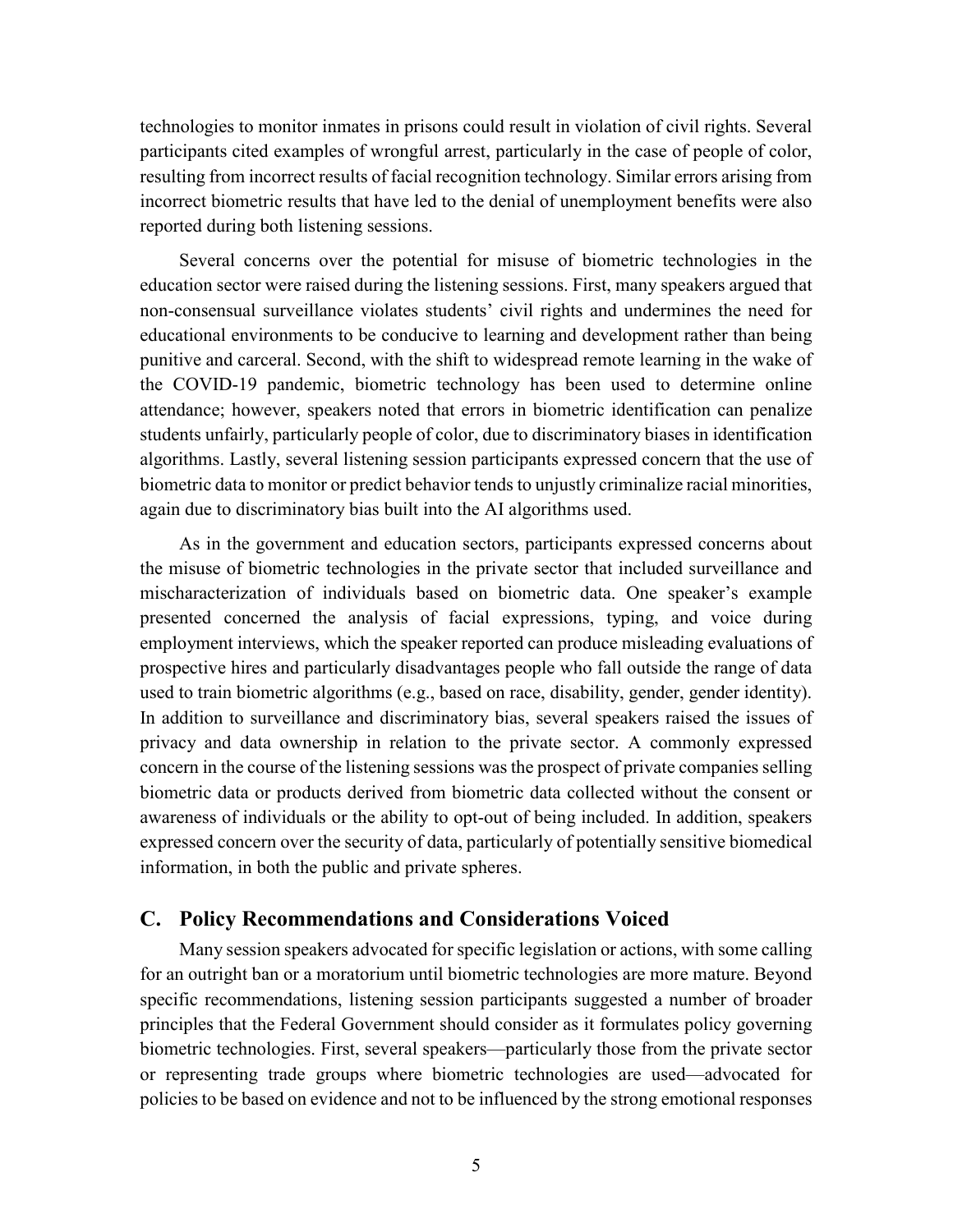technologies to monitor inmates in prisons could result in violation of civil rights. Several participants cited examples of wrongful arrest, particularly in the case of people of color, resulting from incorrect results of facial recognition technology. Similar errors arising from incorrect biometric results that have led to the denial of unemployment benefits were also reported during both listening sessions.

Several concerns over the potential for misuse of biometric technologies in the education sector were raised during the listening sessions. First, many speakers argued that non-consensual surveillance violates students' civil rights and undermines the need for educational environments to be conducive to learning and development rather than being punitive and carceral. Second, with the shift to widespread remote learning in the wake of the COVID-19 pandemic, biometric technology has been used to determine online attendance; however, speakers noted that errors in biometric identification can penalize students unfairly, particularly people of color, due to discriminatory biases in identification algorithms. Lastly, several listening session participants expressed concern that the use of biometric data to monitor or predict behavior tends to unjustly criminalize racial minorities, again due to discriminatory bias built into the AI algorithms used.

As in the government and education sectors, participants expressed concerns about the misuse of biometric technologies in the private sector that included surveillance and mischaracterization of individuals based on biometric data. One speaker's example presented concerned the analysis of facial expressions, typing, and voice during employment interviews, which the speaker reported can produce misleading evaluations of prospective hires and particularly disadvantages people who fall outside the range of data used to train biometric algorithms (e.g., based on race, disability, gender, gender identity). In addition to surveillance and discriminatory bias, several speakers raised the issues of privacy and data ownership in relation to the private sector. A commonly expressed concern in the course of the listening sessions was the prospect of private companies selling biometric data or products derived from biometric data collected without the consent or awareness of individuals or the ability to opt-out of being included. In addition, speakers expressed concern over the security of data, particularly of potentially sensitive biomedical information, in both the public and private spheres.

## C. Policy Recommendations and Considerations Voiced

Many session speakers advocated for specific legislation or actions, with some calling for an outright ban or a moratorium until biometric technologies are more mature. Beyond specific recommendations, listening session participants suggested a number of broader principles that the Federal Government should consider as it formulates policy governing biometric technologies. First, several speakers—particularly those from the private sector or representing trade groups where biometric technologies are used—advocated for policies to be based on evidence and not to be influenced by the strong emotional responses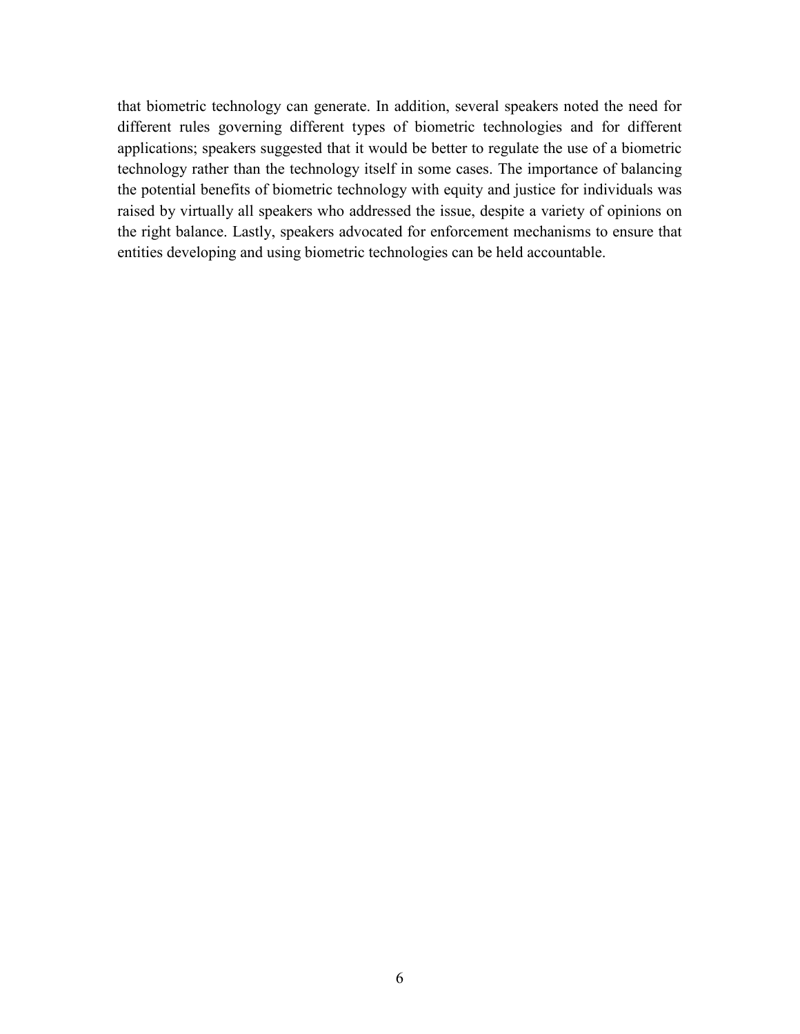that biometric technology can generate. In addition, several speakers noted the need for different rules governing different types of biometric technologies and for different applications; speakers suggested that it would be better to regulate the use of a biometric technology rather than the technology itself in some cases. The importance of balancing the potential benefits of biometric technology with equity and justice for individuals was raised by virtually all speakers who addressed the issue, despite a variety of opinions on the right balance. Lastly, speakers advocated for enforcement mechanisms to ensure that entities developing and using biometric technologies can be held accountable.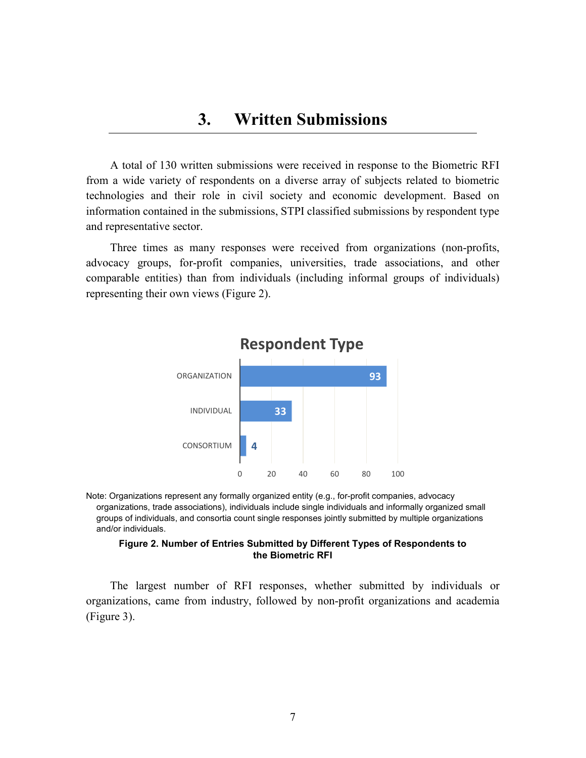# 3. Written Submissions

A total of 130 written submissions were received in response to the Biometric RFI from a wide variety of respondents on a diverse array of subjects related to biometric technologies and their role in civil society and economic development. Based on information contained in the submissions, STPI classified submissions by respondent type and representative sector.

Three times as many responses were received from organizations (non-profits, advocacy groups, for-profit companies, universities, trade associations, and other comparable entities) than from individuals (including informal groups of individuals) representing their own views (Figure 2).

**Respondent Type**

| Respondent Type | Number |
|---|---|
| ORGANIZATION | 93 |
| INDIVIDUAL | 33 |
| CONSORTIUM | 4 |

Note: Organizations represent any formally organized entity (e.g., for-profit companies, advocacy organizations, trade associations), individuals include single individuals and informally organized small groups of individuals, and consortia count single responses jointly submitted by multiple organizations and/or individuals.

**Figure 2. Number of Entries Submitted by Different Types of Respondents to the Biometric RFI**

The largest number of RFI responses, whether submitted by individuals or organizations, came from industry, followed by non-profit organizations and academia (Figure 3).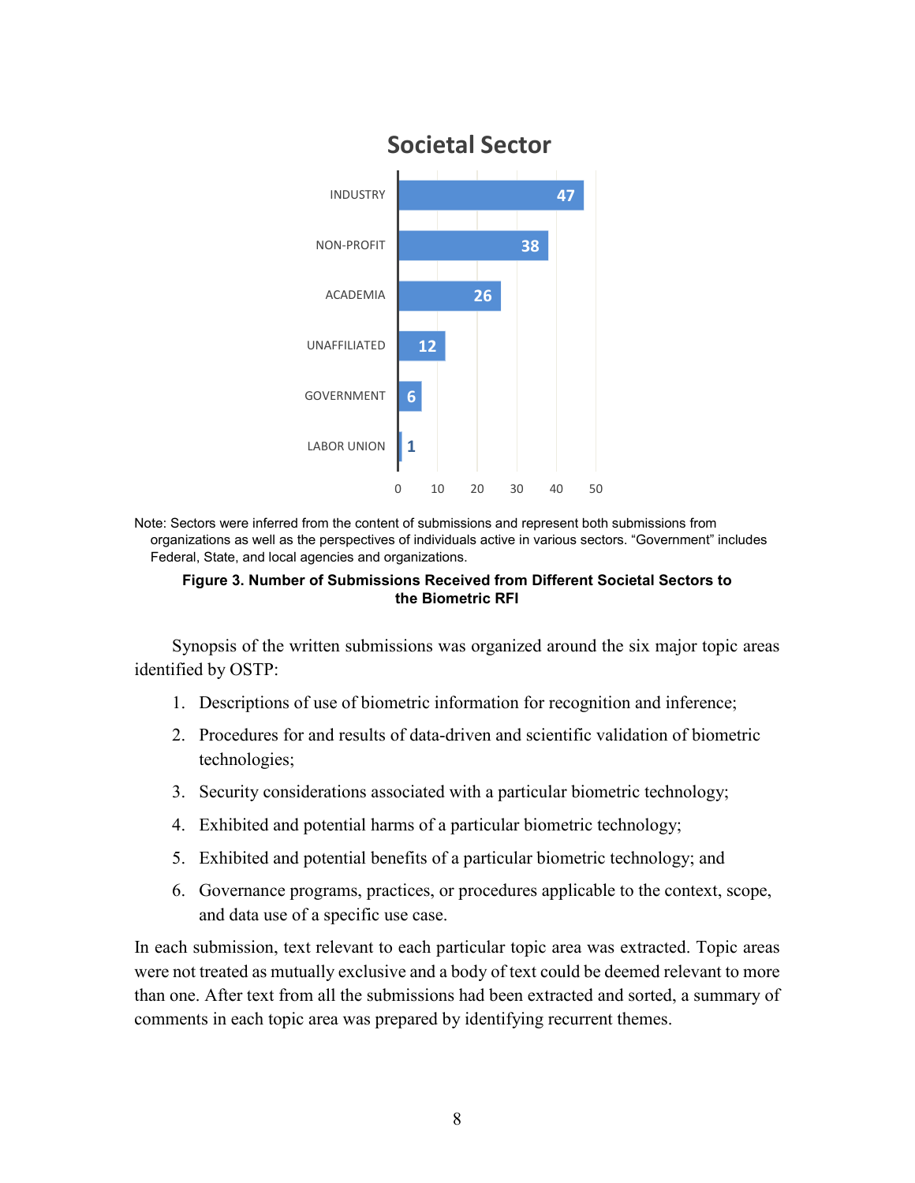**Societal Sector**

| Sector | Submissions |
|---|---|
| INDUSTRY | 47 |
| NON-PROFIT | 38 |
| ACADEMIA | 26 |
| UNAFFILIATED | 12 |
| GOVERNMENT | 6 |
| LABOR UNION | 1 |

Note: Sectors were inferred from the content of submissions and represent both submissions from organizations as well as the perspectives of individuals active in various sectors. "Government" includes Federal, State, and local agencies and organizations.

**Figure 3. Number of Submissions Received from Different Societal Sectors to the Biometric RFI**

Synopsis of the written submissions was organized around the six major topic areas identified by OSTP:

1. Descriptions of use of biometric information for recognition and inference;
2. Procedures for and results of data-driven and scientific validation of biometric technologies;
3. Security considerations associated with a particular biometric technology;
4. Exhibited and potential harms of a particular biometric technology;
5. Exhibited and potential benefits of a particular biometric technology; and
6. Governance programs, practices, or procedures applicable to the context, scope, and data use of a specific use case.

In each submission, text relevant to each particular topic area was extracted. Topic areas were not treated as mutually exclusive and a body of text could be deemed relevant to more than one. After text from all the submissions had been extracted and sorted, a summary of comments in each topic area was prepared by identifying recurrent themes.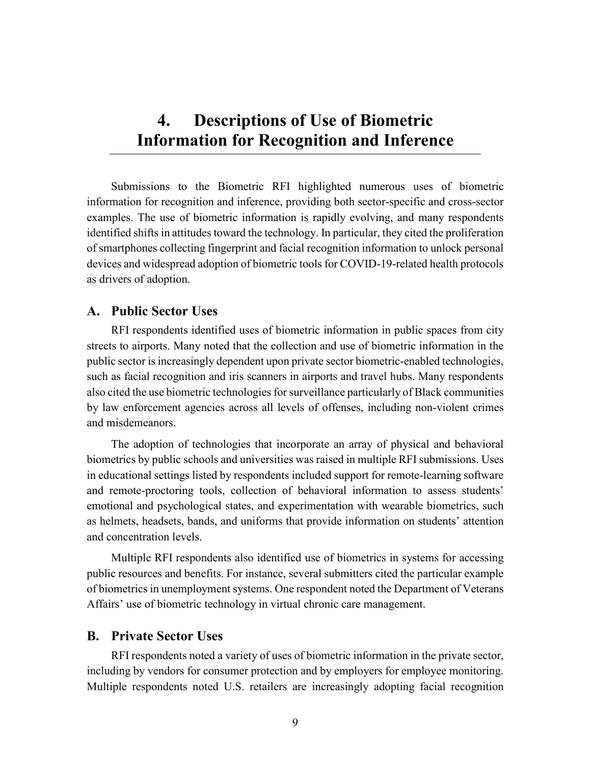# 4. Descriptions of Use of Biometric Information for Recognition and Inference

Submissions to the Biometric RFI highlighted numerous uses of biometric information for recognition and inference, providing both sector-specific and cross-sector examples. The use of biometric information is rapidly evolving, and many respondents identified shifts in attitudes toward the technology. In particular, they cited the proliferation of smartphones collecting fingerprint and facial recognition information to unlock personal devices and widespread adoption of biometric tools for COVID-19-related health protocols as drivers of adoption.

## A. Public Sector Uses

RFI respondents identified uses of biometric information in public spaces from city streets to airports. Many noted that the collection and use of biometric information in the public sector is increasingly dependent upon private sector biometric-enabled technologies, such as facial recognition and iris scanners in airports and travel hubs. Many respondents also cited the use biometric technologies for surveillance particularly of Black communities by law enforcement agencies across all levels of offenses, including non-violent crimes and misdemeanors.

The adoption of technologies that incorporate an array of physical and behavioral biometrics by public schools and universities was raised in multiple RFI submissions. Uses in educational settings listed by respondents included support for remote-learning software and remote-proctoring tools, collection of behavioral information to assess students' emotional and psychological states, and experimentation with wearable biometrics, such as helmets, headsets, bands, and uniforms that provide information on students' attention and concentration levels.

Multiple RFI respondents also identified use of biometrics in systems for accessing public resources and benefits. For instance, several submitters cited the particular example of biometrics in unemployment systems. One respondent noted the Department of Veterans Affairs' use of biometric technology in virtual chronic care management.

## B. Private Sector Uses

RFI respondents noted a variety of uses of biometric information in the private sector, including by vendors for consumer protection and by employers for employee monitoring. Multiple respondents noted U.S. retailers are increasingly adopting facial recognition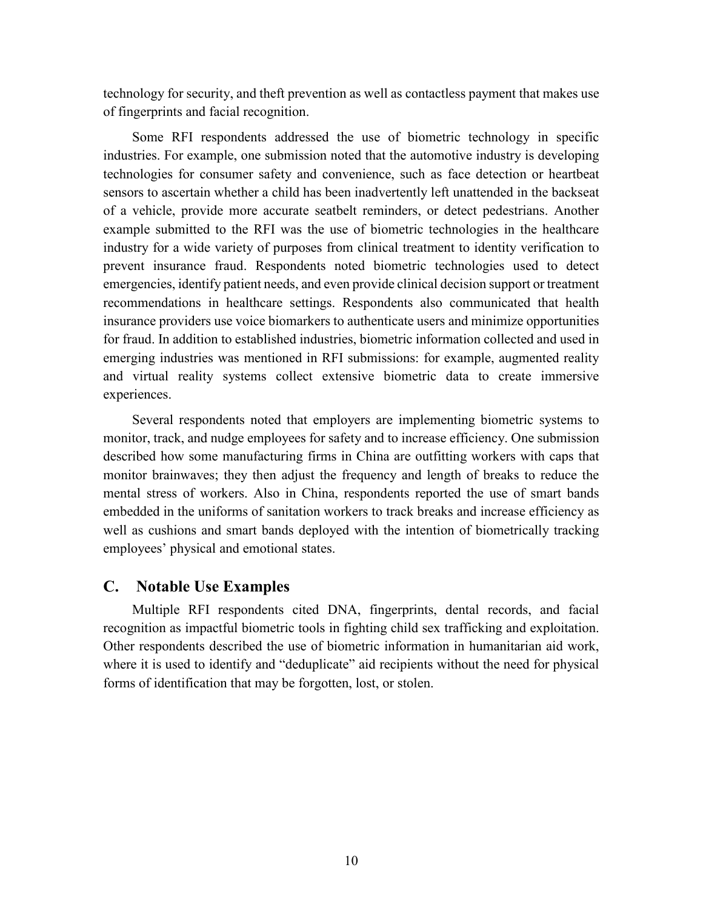technology for security, and theft prevention as well as contactless payment that makes use of fingerprints and facial recognition.

Some RFI respondents addressed the use of biometric technology in specific industries. For example, one submission noted that the automotive industry is developing technologies for consumer safety and convenience, such as face detection or heartbeat sensors to ascertain whether a child has been inadvertently left unattended in the backseat of a vehicle, provide more accurate seatbelt reminders, or detect pedestrians. Another example submitted to the RFI was the use of biometric technologies in the healthcare industry for a wide variety of purposes from clinical treatment to identity verification to prevent insurance fraud. Respondents noted biometric technologies used to detect emergencies, identify patient needs, and even provide clinical decision support or treatment recommendations in healthcare settings. Respondents also communicated that health insurance providers use voice biomarkers to authenticate users and minimize opportunities for fraud. In addition to established industries, biometric information collected and used in emerging industries was mentioned in RFI submissions: for example, augmented reality and virtual reality systems collect extensive biometric data to create immersive experiences.

Several respondents noted that employers are implementing biometric systems to monitor, track, and nudge employees for safety and to increase efficiency. One submission described how some manufacturing firms in China are outfitting workers with caps that monitor brainwaves; they then adjust the frequency and length of breaks to reduce the mental stress of workers. Also in China, respondents reported the use of smart bands embedded in the uniforms of sanitation workers to track breaks and increase efficiency as well as cushions and smart bands deployed with the intention of biometrically tracking employees' physical and emotional states.

## C. Notable Use Examples

Multiple RFI respondents cited DNA, fingerprints, dental records, and facial recognition as impactful biometric tools in fighting child sex trafficking and exploitation. Other respondents described the use of biometric information in humanitarian aid work, where it is used to identify and "deduplicate" aid recipients without the need for physical forms of identification that may be forgotten, lost, or stolen.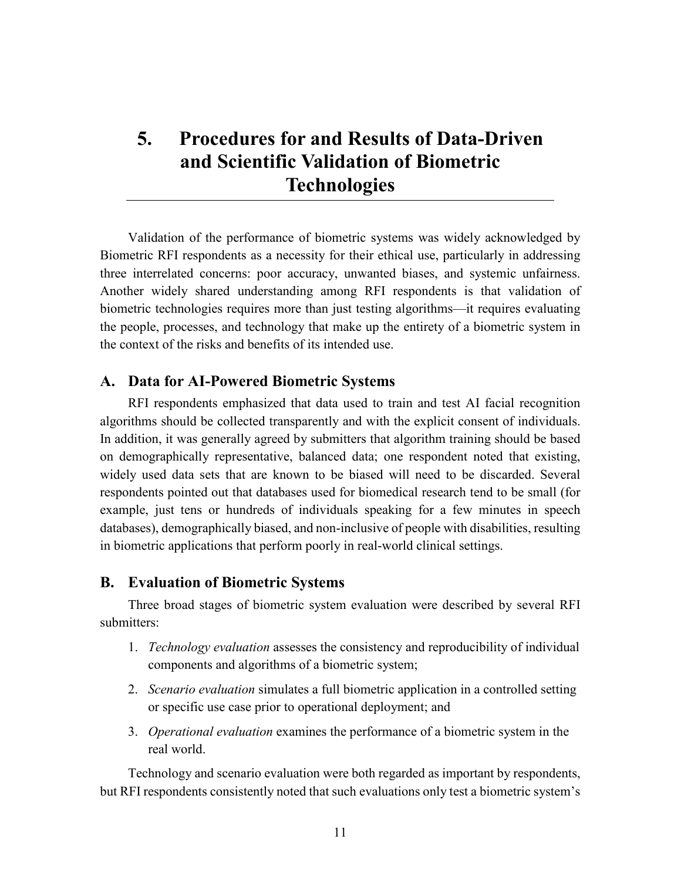# 5. Procedures for and Results of Data-Driven and Scientific Validation of Biometric Technologies

Validation of the performance of biometric systems was widely acknowledged by Biometric RFI respondents as a necessity for their ethical use, particularly in addressing three interrelated concerns: poor accuracy, unwanted biases, and systemic unfairness. Another widely shared understanding among RFI respondents is that validation of biometric technologies requires more than just testing algorithms—it requires evaluating the people, processes, and technology that make up the entirety of a biometric system in the context of the risks and benefits of its intended use.

## A. Data for AI-Powered Biometric Systems

RFI respondents emphasized that data used to train and test AI facial recognition algorithms should be collected transparently and with the explicit consent of individuals. In addition, it was generally agreed by submitters that algorithm training should be based on demographically representative, balanced data; one respondent noted that existing, widely used data sets that are known to be biased will need to be discarded. Several respondents pointed out that databases used for biomedical research tend to be small (for example, just tens or hundreds of individuals speaking for a few minutes in speech databases), demographically biased, and non-inclusive of people with disabilities, resulting in biometric applications that perform poorly in real-world clinical settings.

## B. Evaluation of Biometric Systems

Three broad stages of biometric system evaluation were described by several RFI submitters:

1. *Technology evaluation* assesses the consistency and reproducibility of individual components and algorithms of a biometric system;
2. *Scenario evaluation* simulates a full biometric application in a controlled setting or specific use case prior to operational deployment; and
3. *Operational evaluation* examines the performance of a biometric system in the real world.

Technology and scenario evaluation were both regarded as important by respondents, but RFI respondents consistently noted that such evaluations only test a biometric system's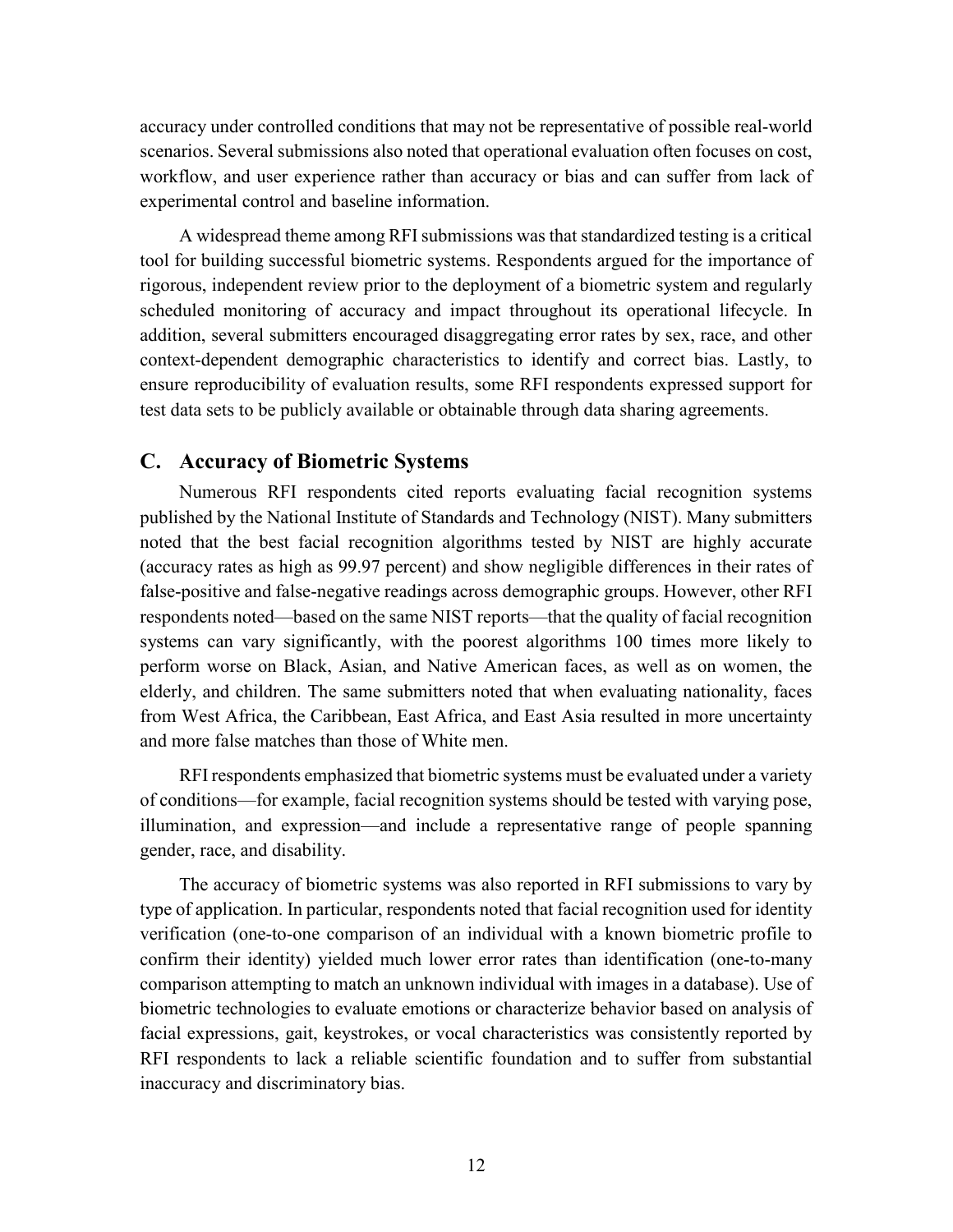accuracy under controlled conditions that may not be representative of possible real-world scenarios. Several submissions also noted that operational evaluation often focuses on cost, workflow, and user experience rather than accuracy or bias and can suffer from lack of experimental control and baseline information.

A widespread theme among RFI submissions was that standardized testing is a critical tool for building successful biometric systems. Respondents argued for the importance of rigorous, independent review prior to the deployment of a biometric system and regularly scheduled monitoring of accuracy and impact throughout its operational lifecycle. In addition, several submitters encouraged disaggregating error rates by sex, race, and other context-dependent demographic characteristics to identify and correct bias. Lastly, to ensure reproducibility of evaluation results, some RFI respondents expressed support for test data sets to be publicly available or obtainable through data sharing agreements.

## C. Accuracy of Biometric Systems

Numerous RFI respondents cited reports evaluating facial recognition systems published by the National Institute of Standards and Technology (NIST). Many submitters noted that the best facial recognition algorithms tested by NIST are highly accurate (accuracy rates as high as 99.97 percent) and show negligible differences in their rates of false-positive and false-negative readings across demographic groups. However, other RFI respondents noted—based on the same NIST reports—that the quality of facial recognition systems can vary significantly, with the poorest algorithms 100 times more likely to perform worse on Black, Asian, and Native American faces, as well as on women, the elderly, and children. The same submitters noted that when evaluating nationality, faces from West Africa, the Caribbean, East Africa, and East Asia resulted in more uncertainty and more false matches than those of White men.

RFI respondents emphasized that biometric systems must be evaluated under a variety of conditions—for example, facial recognition systems should be tested with varying pose, illumination, and expression—and include a representative range of people spanning gender, race, and disability.

The accuracy of biometric systems was also reported in RFI submissions to vary by type of application. In particular, respondents noted that facial recognition used for identity verification (one-to-one comparison of an individual with a known biometric profile to confirm their identity) yielded much lower error rates than identification (one-to-many comparison attempting to match an unknown individual with images in a database). Use of biometric technologies to evaluate emotions or characterize behavior based on analysis of facial expressions, gait, keystrokes, or vocal characteristics was consistently reported by RFI respondents to lack a reliable scientific foundation and to suffer from substantial inaccuracy and discriminatory bias.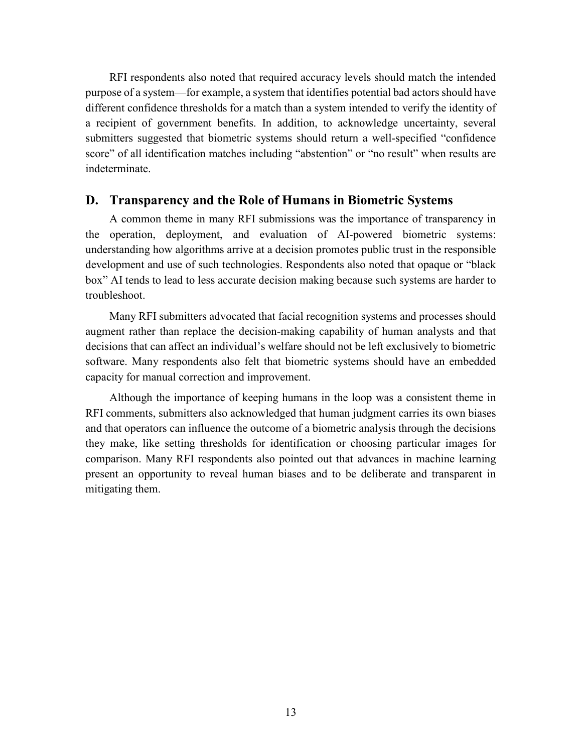RFI respondents also noted that required accuracy levels should match the intended purpose of a system—for example, a system that identifies potential bad actors should have different confidence thresholds for a match than a system intended to verify the identity of a recipient of government benefits. In addition, to acknowledge uncertainty, several submitters suggested that biometric systems should return a well-specified "confidence score" of all identification matches including "abstention" or "no result" when results are indeterminate.

## D. Transparency and the Role of Humans in Biometric Systems

A common theme in many RFI submissions was the importance of transparency in the operation, deployment, and evaluation of AI-powered biometric systems: understanding how algorithms arrive at a decision promotes public trust in the responsible development and use of such technologies. Respondents also noted that opaque or "black box" AI tends to lead to less accurate decision making because such systems are harder to troubleshoot.

Many RFI submitters advocated that facial recognition systems and processes should augment rather than replace the decision-making capability of human analysts and that decisions that can affect an individual's welfare should not be left exclusively to biometric software. Many respondents also felt that biometric systems should have an embedded capacity for manual correction and improvement.

Although the importance of keeping humans in the loop was a consistent theme in RFI comments, submitters also acknowledged that human judgment carries its own biases and that operators can influence the outcome of a biometric analysis through the decisions they make, like setting thresholds for identification or choosing particular images for comparison. Many RFI respondents also pointed out that advances in machine learning present an opportunity to reveal human biases and to be deliberate and transparent in mitigating them.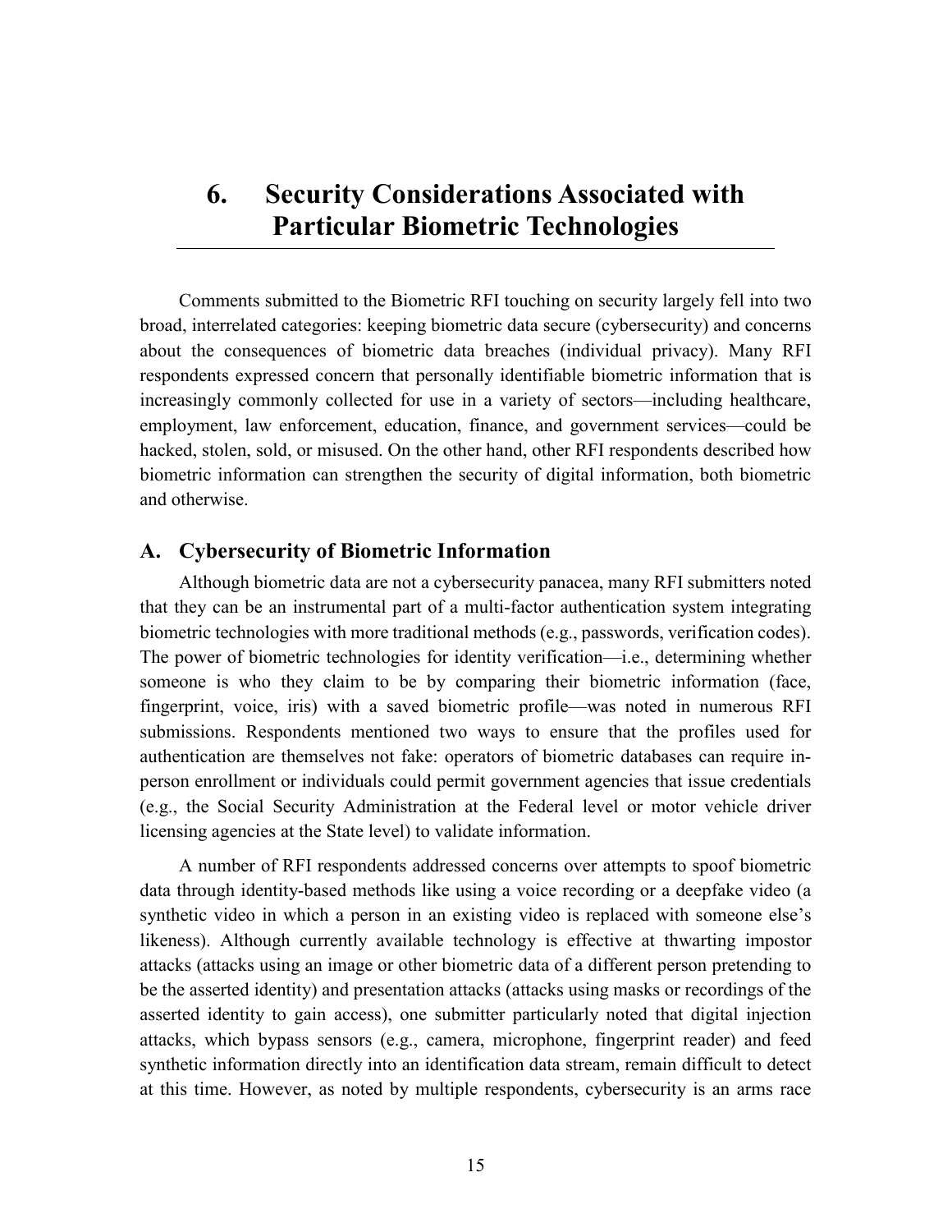# 6. Security Considerations Associated with Particular Biometric Technologies

Comments submitted to the Biometric RFI touching on security largely fell into two broad, interrelated categories: keeping biometric data secure (cybersecurity) and concerns about the consequences of biometric data breaches (individual privacy). Many RFI respondents expressed concern that personally identifiable biometric information that is increasingly commonly collected for use in a variety of sectors—including healthcare, employment, law enforcement, education, finance, and government services—could be hacked, stolen, sold, or misused. On the other hand, other RFI respondents described how biometric information can strengthen the security of digital information, both biometric and otherwise.

## A. Cybersecurity of Biometric Information

Although biometric data are not a cybersecurity panacea, many RFI submitters noted that they can be an instrumental part of a multi-factor authentication system integrating biometric technologies with more traditional methods (e.g., passwords, verification codes). The power of biometric technologies for identity verification—i.e., determining whether someone is who they claim to be by comparing their biometric information (face, fingerprint, voice, iris) with a saved biometric profile—was noted in numerous RFI submissions. Respondents mentioned two ways to ensure that the profiles used for authentication are themselves not fake: operators of biometric databases can require in-person enrollment or individuals could permit government agencies that issue credentials (e.g., the Social Security Administration at the Federal level or motor vehicle driver licensing agencies at the State level) to validate information.

A number of RFI respondents addressed concerns over attempts to spoof biometric data through identity-based methods like using a voice recording or a deepfake video (a synthetic video in which a person in an existing video is replaced with someone else's likeness). Although currently available technology is effective at thwarting impostor attacks (attacks using an image or other biometric data of a different person pretending to be the asserted identity) and presentation attacks (attacks using masks or recordings of the asserted identity to gain access), one submitter particularly noted that digital injection attacks, which bypass sensors (e.g., camera, microphone, fingerprint reader) and feed synthetic information directly into an identification data stream, remain difficult to detect at this time. However, as noted by multiple respondents, cybersecurity is an arms race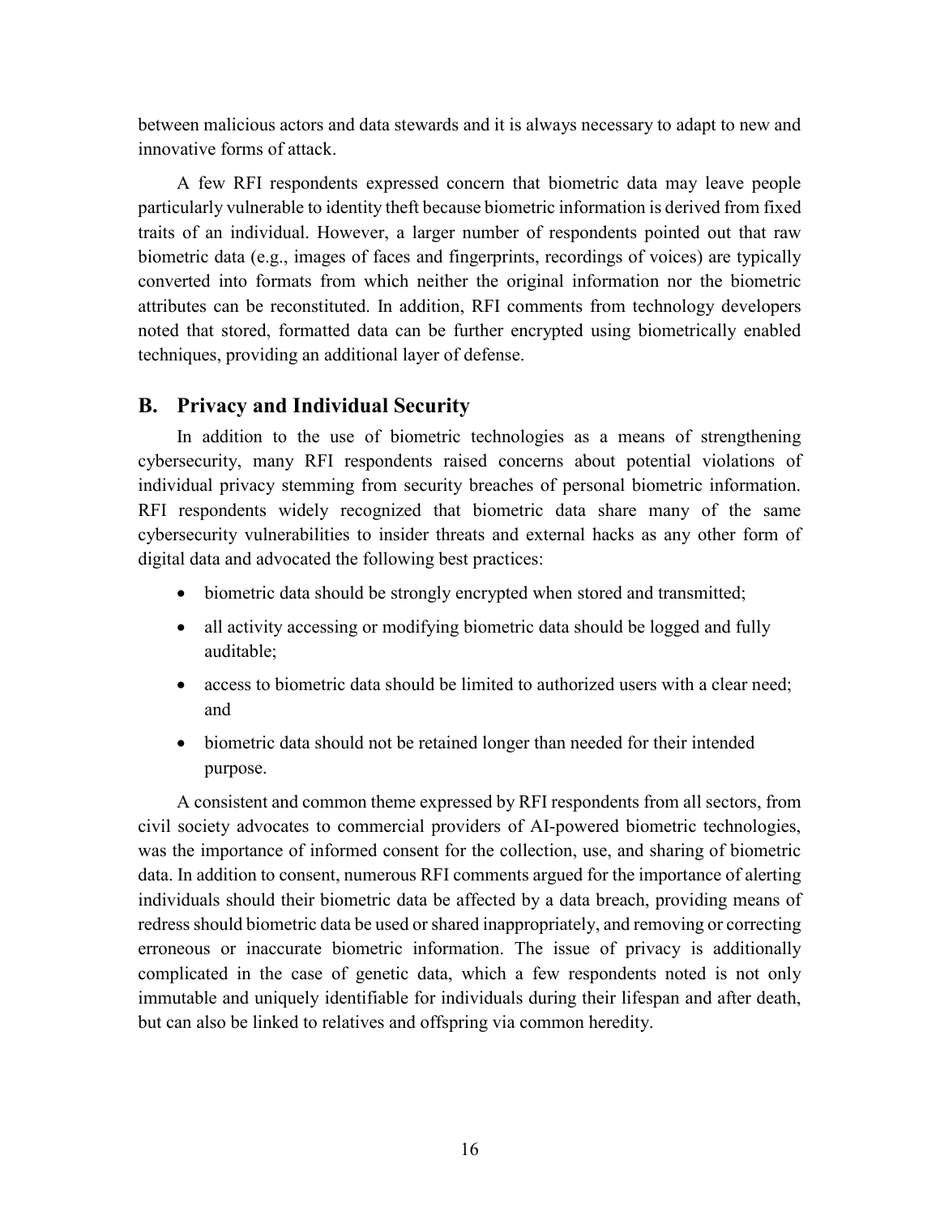between malicious actors and data stewards and it is always necessary to adapt to new and innovative forms of attack.

A few RFI respondents expressed concern that biometric data may leave people particularly vulnerable to identity theft because biometric information is derived from fixed traits of an individual. However, a larger number of respondents pointed out that raw biometric data (e.g., images of faces and fingerprints, recordings of voices) are typically converted into formats from which neither the original information nor the biometric attributes can be reconstituted. In addition, RFI comments from technology developers noted that stored, formatted data can be further encrypted using biometrically enabled techniques, providing an additional layer of defense.

## B. Privacy and Individual Security

In addition to the use of biometric technologies as a means of strengthening cybersecurity, many RFI respondents raised concerns about potential violations of individual privacy stemming from security breaches of personal biometric information. RFI respondents widely recognized that biometric data share many of the same cybersecurity vulnerabilities to insider threats and external hacks as any other form of digital data and advocated the following best practices:

- biometric data should be strongly encrypted when stored and transmitted;
- all activity accessing or modifying biometric data should be logged and fully auditable;
- access to biometric data should be limited to authorized users with a clear need; and
- biometric data should not be retained longer than needed for their intended purpose.

A consistent and common theme expressed by RFI respondents from all sectors, from civil society advocates to commercial providers of AI-powered biometric technologies, was the importance of informed consent for the collection, use, and sharing of biometric data. In addition to consent, numerous RFI comments argued for the importance of alerting individuals should their biometric data be affected by a data breach, providing means of redress should biometric data be used or shared inappropriately, and removing or correcting erroneous or inaccurate biometric information. The issue of privacy is additionally complicated in the case of genetic data, which a few respondents noted is not only immutable and uniquely identifiable for individuals during their lifespan and after death, but can also be linked to relatives and offspring via common heredity.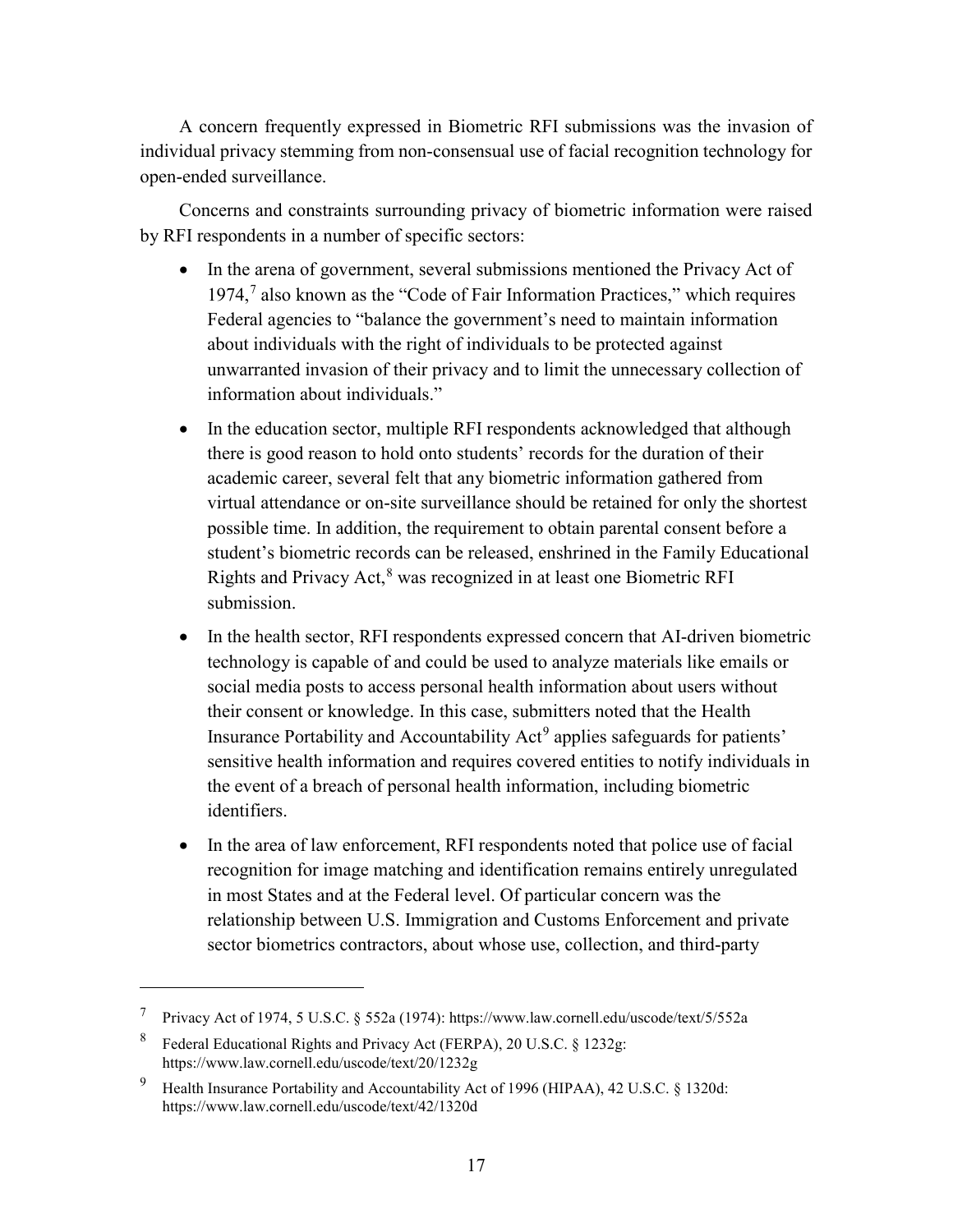A concern frequently expressed in Biometric RFI submissions was the invasion of individual privacy stemming from non-consensual use of facial recognition technology for open-ended surveillance.

Concerns and constraints surrounding privacy of biometric information were raised by RFI respondents in a number of specific sectors:

- In the arena of government, several submissions mentioned the Privacy Act of 1974,[7] also known as the "Code of Fair Information Practices," which requires Federal agencies to "balance the government's need to maintain information about individuals with the right of individuals to be protected against unwarranted invasion of their privacy and to limit the unnecessary collection of information about individuals."
- In the education sector, multiple RFI respondents acknowledged that although there is good reason to hold onto students' records for the duration of their academic career, several felt that any biometric information gathered from virtual attendance or on-site surveillance should be retained for only the shortest possible time. In addition, the requirement to obtain parental consent before a student's biometric records can be released, enshrined in the Family Educational Rights and Privacy Act,[8] was recognized in at least one Biometric RFI submission.
- In the health sector, RFI respondents expressed concern that AI-driven biometric technology is capable of and could be used to analyze materials like emails or social media posts to access personal health information about users without their consent or knowledge. In this case, submitters noted that the Health Insurance Portability and Accountability Act[9] applies safeguards for patients' sensitive health information and requires covered entities to notify individuals in the event of a breach of personal health information, including biometric identifiers.
- In the area of law enforcement, RFI respondents noted that police use of facial recognition for image matching and identification remains entirely unregulated in most States and at the Federal level. Of particular concern was the relationship between U.S. Immigration and Customs Enforcement and private sector biometrics contractors, about whose use, collection, and third-party

---

[7] Privacy Act of 1974, 5 U.S.C. § 552a (1974): https://www.law.cornell.edu/uscode/text/5/552a

[8] Federal Educational Rights and Privacy Act (FERPA), 20 U.S.C. § 1232g: https://www.law.cornell.edu/uscode/text/20/1232g

[9] Health Insurance Portability and Accountability Act of 1996 (HIPAA), 42 U.S.C. § 1320d: https://www.law.cornell.edu/uscode/text/42/1320d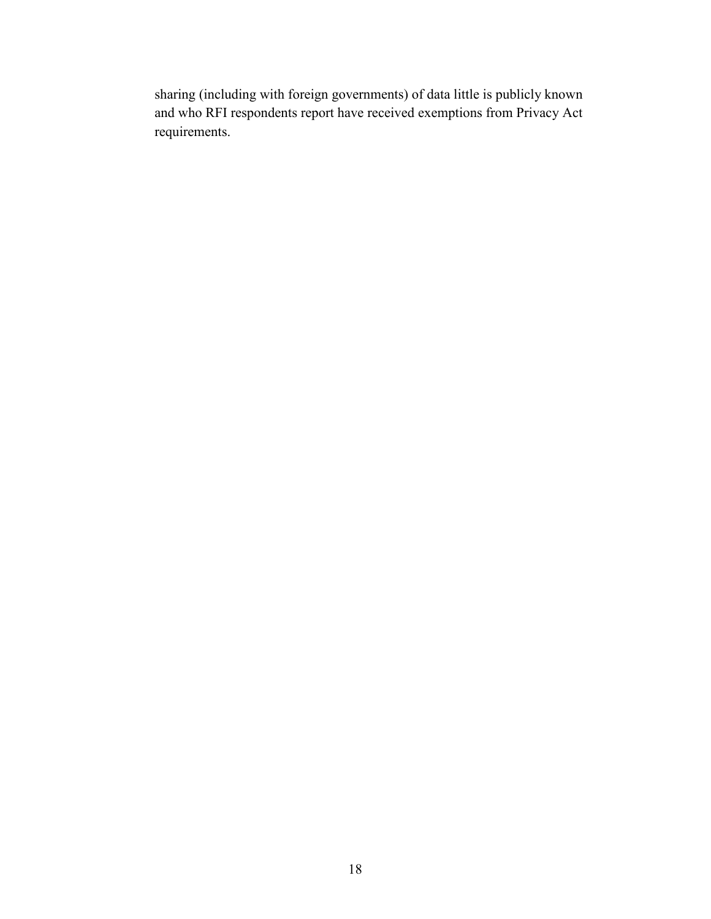sharing (including with foreign governments) of data little is publicly known and who RFI respondents report have received exemptions from Privacy Act requirements.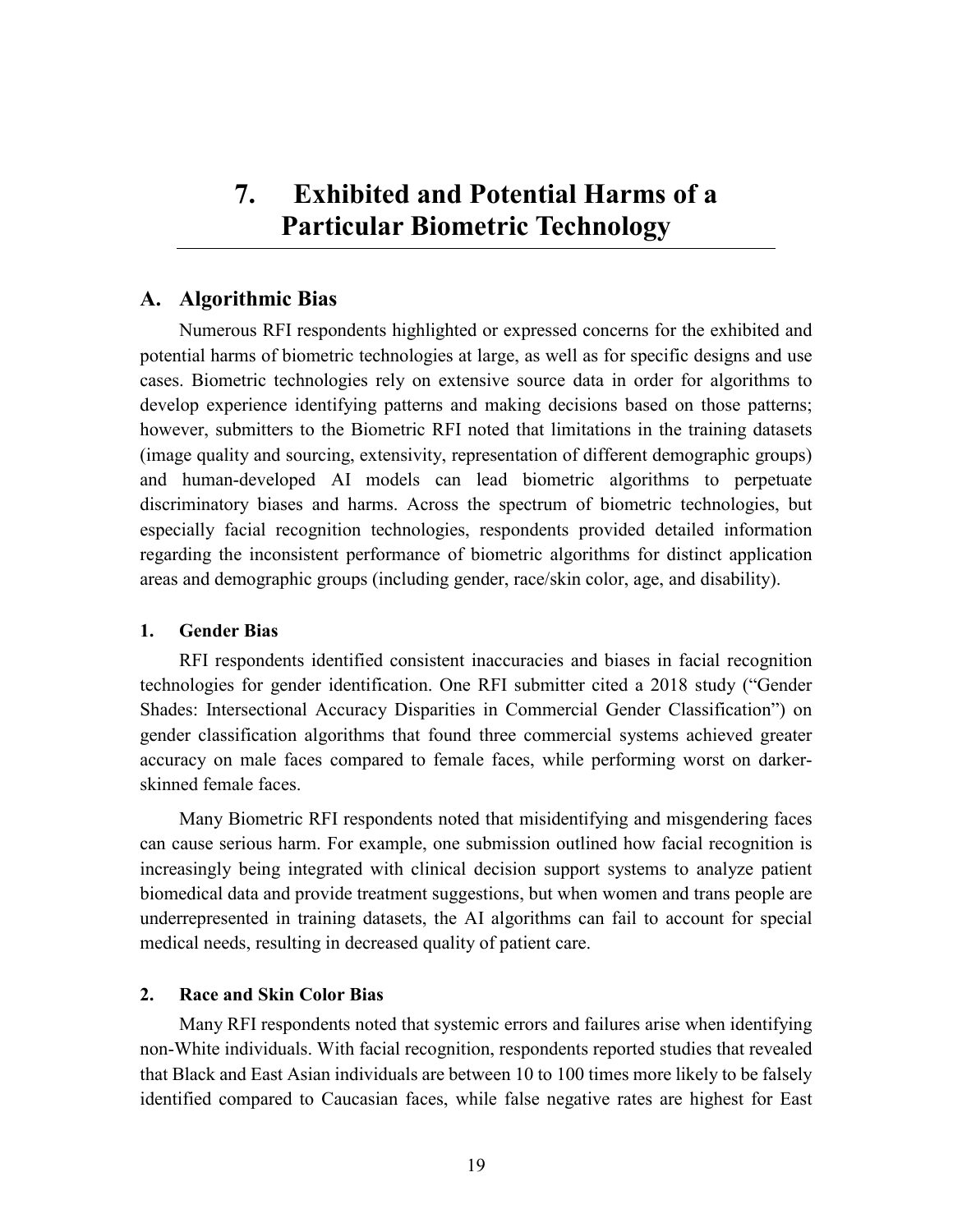# 7. Exhibited and Potential Harms of a Particular Biometric Technology

## A. Algorithmic Bias

Numerous RFI respondents highlighted or expressed concerns for the exhibited and potential harms of biometric technologies at large, as well as for specific designs and use cases. Biometric technologies rely on extensive source data in order for algorithms to develop experience identifying patterns and making decisions based on those patterns; however, submitters to the Biometric RFI noted that limitations in the training datasets (image quality and sourcing, extensivity, representation of different demographic groups) and human-developed AI models can lead biometric algorithms to perpetuate discriminatory biases and harms. Across the spectrum of biometric technologies, but especially facial recognition technologies, respondents provided detailed information regarding the inconsistent performance of biometric algorithms for distinct application areas and demographic groups (including gender, race/skin color, age, and disability).

### 1. Gender Bias

RFI respondents identified consistent inaccuracies and biases in facial recognition technologies for gender identification. One RFI submitter cited a 2018 study ("Gender Shades: Intersectional Accuracy Disparities in Commercial Gender Classification") on gender classification algorithms that found three commercial systems achieved greater accuracy on male faces compared to female faces, while performing worst on darker-skinned female faces.

Many Biometric RFI respondents noted that misidentifying and misgendering faces can cause serious harm. For example, one submission outlined how facial recognition is increasingly being integrated with clinical decision support systems to analyze patient biomedical data and provide treatment suggestions, but when women and trans people are underrepresented in training datasets, the AI algorithms can fail to account for special medical needs, resulting in decreased quality of patient care.

### 2. Race and Skin Color Bias

Many RFI respondents noted that systemic errors and failures arise when identifying non-White individuals. With facial recognition, respondents reported studies that revealed that Black and East Asian individuals are between 10 to 100 times more likely to be falsely identified compared to Caucasian faces, while false negative rates are highest for East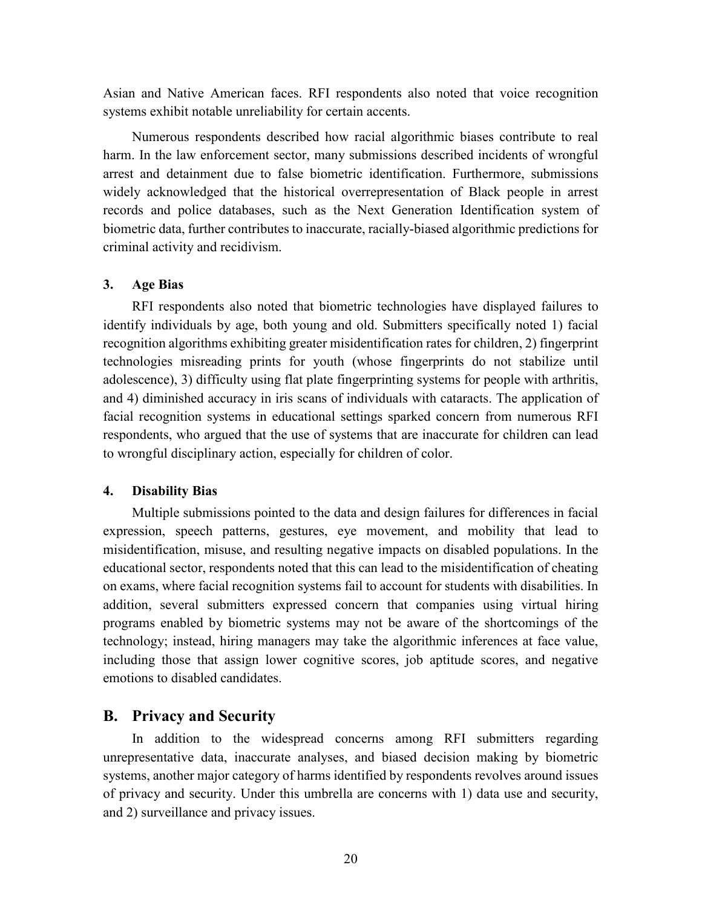Asian and Native American faces. RFI respondents also noted that voice recognition systems exhibit notable unreliability for certain accents.

Numerous respondents described how racial algorithmic biases contribute to real harm. In the law enforcement sector, many submissions described incidents of wrongful arrest and detainment due to false biometric identification. Furthermore, submissions widely acknowledged that the historical overrepresentation of Black people in arrest records and police databases, such as the Next Generation Identification system of biometric data, further contributes to inaccurate, racially-biased algorithmic predictions for criminal activity and recidivism.

#### 3. Age Bias

RFI respondents also noted that biometric technologies have displayed failures to identify individuals by age, both young and old. Submitters specifically noted 1) facial recognition algorithms exhibiting greater misidentification rates for children, 2) fingerprint technologies misreading prints for youth (whose fingerprints do not stabilize until adolescence), 3) difficulty using flat plate fingerprinting systems for people with arthritis, and 4) diminished accuracy in iris scans of individuals with cataracts. The application of facial recognition systems in educational settings sparked concern from numerous RFI respondents, who argued that the use of systems that are inaccurate for children can lead to wrongful disciplinary action, especially for children of color.

#### 4. Disability Bias

Multiple submissions pointed to the data and design failures for differences in facial expression, speech patterns, gestures, eye movement, and mobility that lead to misidentification, misuse, and resulting negative impacts on disabled populations. In the educational sector, respondents noted that this can lead to the misidentification of cheating on exams, where facial recognition systems fail to account for students with disabilities. In addition, several submitters expressed concern that companies using virtual hiring programs enabled by biometric systems may not be aware of the shortcomings of the technology; instead, hiring managers may take the algorithmic inferences at face value, including those that assign lower cognitive scores, job aptitude scores, and negative emotions to disabled candidates.

### B. Privacy and Security

In addition to the widespread concerns among RFI submitters regarding unrepresentative data, inaccurate analyses, and biased decision making by biometric systems, another major category of harms identified by respondents revolves around issues of privacy and security. Under this umbrella are concerns with 1) data use and security, and 2) surveillance and privacy issues.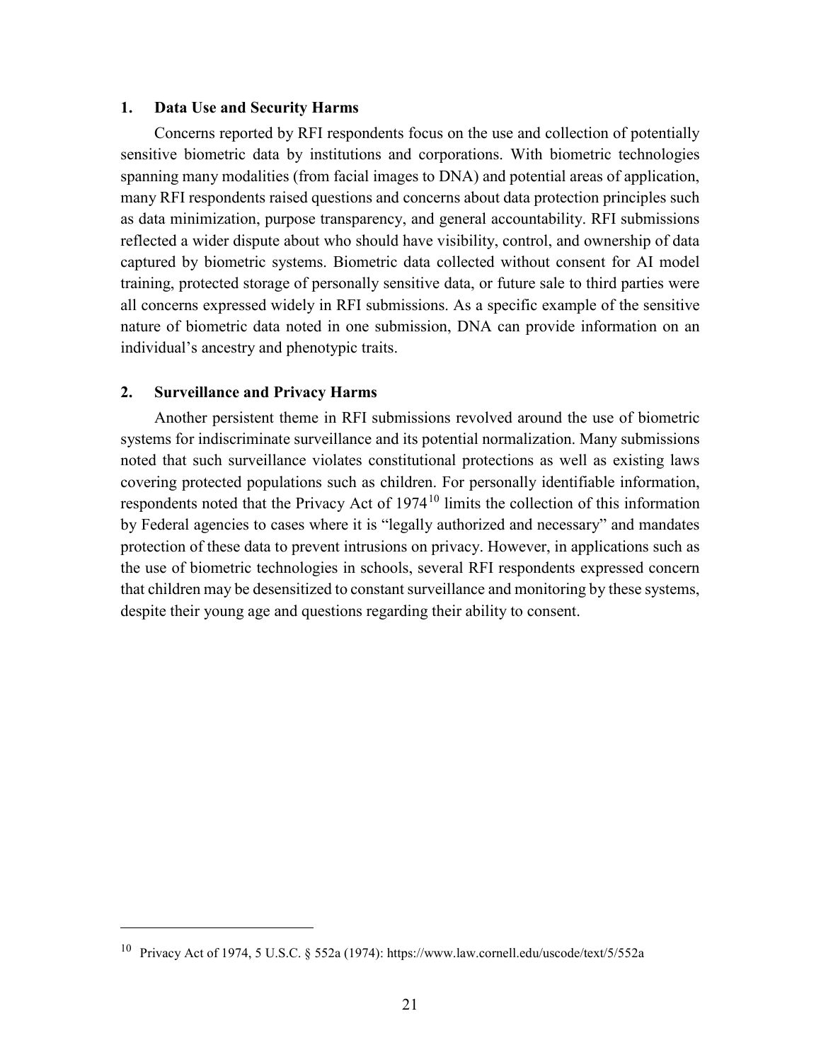### 1. Data Use and Security Harms

Concerns reported by RFI respondents focus on the use and collection of potentially sensitive biometric data by institutions and corporations. With biometric technologies spanning many modalities (from facial images to DNA) and potential areas of application, many RFI respondents raised questions and concerns about data protection principles such as data minimization, purpose transparency, and general accountability. RFI submissions reflected a wider dispute about who should have visibility, control, and ownership of data captured by biometric systems. Biometric data collected without consent for AI model training, protected storage of personally sensitive data, or future sale to third parties were all concerns expressed widely in RFI submissions. As a specific example of the sensitive nature of biometric data noted in one submission, DNA can provide information on an individual's ancestry and phenotypic traits.

### 2. Surveillance and Privacy Harms

Another persistent theme in RFI submissions revolved around the use of biometric systems for indiscriminate surveillance and its potential normalization. Many submissions noted that such surveillance violates constitutional protections as well as existing laws covering protected populations such as children. For personally identifiable information, respondents noted that the Privacy Act of 1974[10] limits the collection of this information by Federal agencies to cases where it is "legally authorized and necessary" and mandates protection of these data to prevent intrusions on privacy. However, in applications such as the use of biometric technologies in schools, several RFI respondents expressed concern that children may be desensitized to constant surveillance and monitoring by these systems, despite their young age and questions regarding their ability to consent.

---

[10] Privacy Act of 1974, 5 U.S.C. § 552a (1974): https://www.law.cornell.edu/uscode/text/5/552a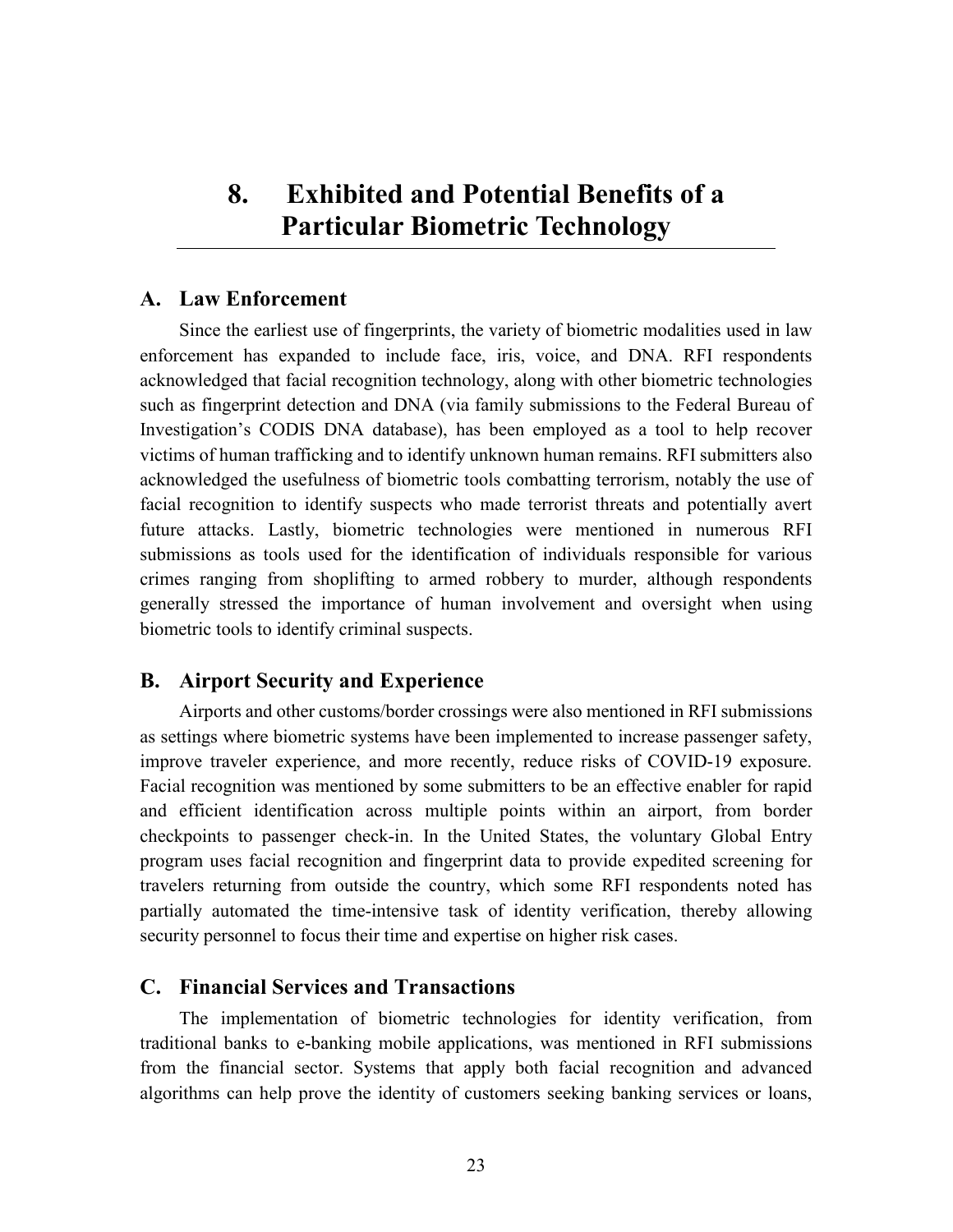# 8. Exhibited and Potential Benefits of a Particular Biometric Technology

## A. Law Enforcement

Since the earliest use of fingerprints, the variety of biometric modalities used in law enforcement has expanded to include face, iris, voice, and DNA. RFI respondents acknowledged that facial recognition technology, along with other biometric technologies such as fingerprint detection and DNA (via family submissions to the Federal Bureau of Investigation's CODIS DNA database), has been employed as a tool to help recover victims of human trafficking and to identify unknown human remains. RFI submitters also acknowledged the usefulness of biometric tools combatting terrorism, notably the use of facial recognition to identify suspects who made terrorist threats and potentially avert future attacks. Lastly, biometric technologies were mentioned in numerous RFI submissions as tools used for the identification of individuals responsible for various crimes ranging from shoplifting to armed robbery to murder, although respondents generally stressed the importance of human involvement and oversight when using biometric tools to identify criminal suspects.

## B. Airport Security and Experience

Airports and other customs/border crossings were also mentioned in RFI submissions as settings where biometric systems have been implemented to increase passenger safety, improve traveler experience, and more recently, reduce risks of COVID-19 exposure. Facial recognition was mentioned by some submitters to be an effective enabler for rapid and efficient identification across multiple points within an airport, from border checkpoints to passenger check-in. In the United States, the voluntary Global Entry program uses facial recognition and fingerprint data to provide expedited screening for travelers returning from outside the country, which some RFI respondents noted has partially automated the time-intensive task of identity verification, thereby allowing security personnel to focus their time and expertise on higher risk cases.

## C. Financial Services and Transactions

The implementation of biometric technologies for identity verification, from traditional banks to e-banking mobile applications, was mentioned in RFI submissions from the financial sector. Systems that apply both facial recognition and advanced algorithms can help prove the identity of customers seeking banking services or loans,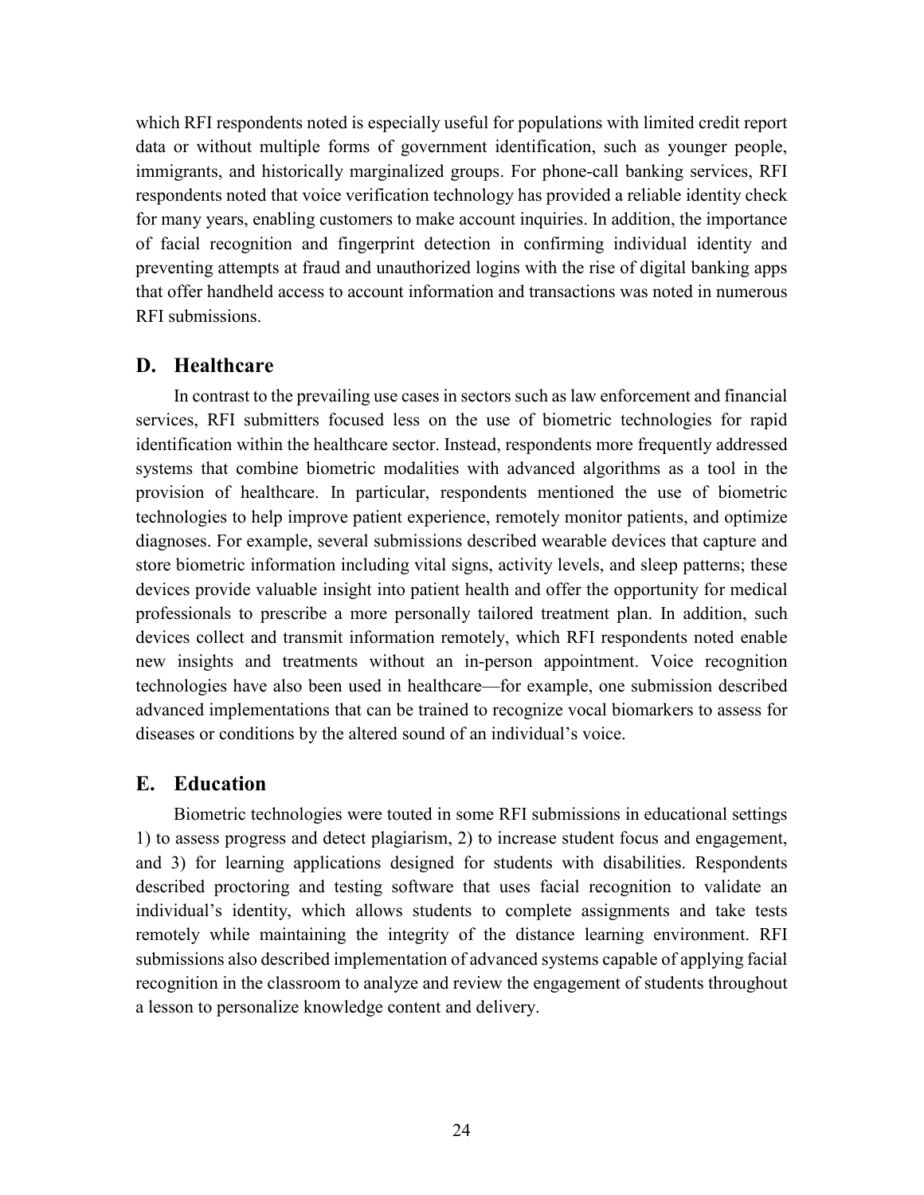which RFI respondents noted is especially useful for populations with limited credit report data or without multiple forms of government identification, such as younger people, immigrants, and historically marginalized groups. For phone-call banking services, RFI respondents noted that voice verification technology has provided a reliable identity check for many years, enabling customers to make account inquiries. In addition, the importance of facial recognition and fingerprint detection in confirming individual identity and preventing attempts at fraud and unauthorized logins with the rise of digital banking apps that offer handheld access to account information and transactions was noted in numerous RFI submissions.

## D. Healthcare

In contrast to the prevailing use cases in sectors such as law enforcement and financial services, RFI submitters focused less on the use of biometric technologies for rapid identification within the healthcare sector. Instead, respondents more frequently addressed systems that combine biometric modalities with advanced algorithms as a tool in the provision of healthcare. In particular, respondents mentioned the use of biometric technologies to help improve patient experience, remotely monitor patients, and optimize diagnoses. For example, several submissions described wearable devices that capture and store biometric information including vital signs, activity levels, and sleep patterns; these devices provide valuable insight into patient health and offer the opportunity for medical professionals to prescribe a more personally tailored treatment plan. In addition, such devices collect and transmit information remotely, which RFI respondents noted enable new insights and treatments without an in-person appointment. Voice recognition technologies have also been used in healthcare—for example, one submission described advanced implementations that can be trained to recognize vocal biomarkers to assess for diseases or conditions by the altered sound of an individual's voice.

## E. Education

Biometric technologies were touted in some RFI submissions in educational settings 1) to assess progress and detect plagiarism, 2) to increase student focus and engagement, and 3) for learning applications designed for students with disabilities. Respondents described proctoring and testing software that uses facial recognition to validate an individual's identity, which allows students to complete assignments and take tests remotely while maintaining the integrity of the distance learning environment. RFI submissions also described implementation of advanced systems capable of applying facial recognition in the classroom to analyze and review the engagement of students throughout a lesson to personalize knowledge content and delivery.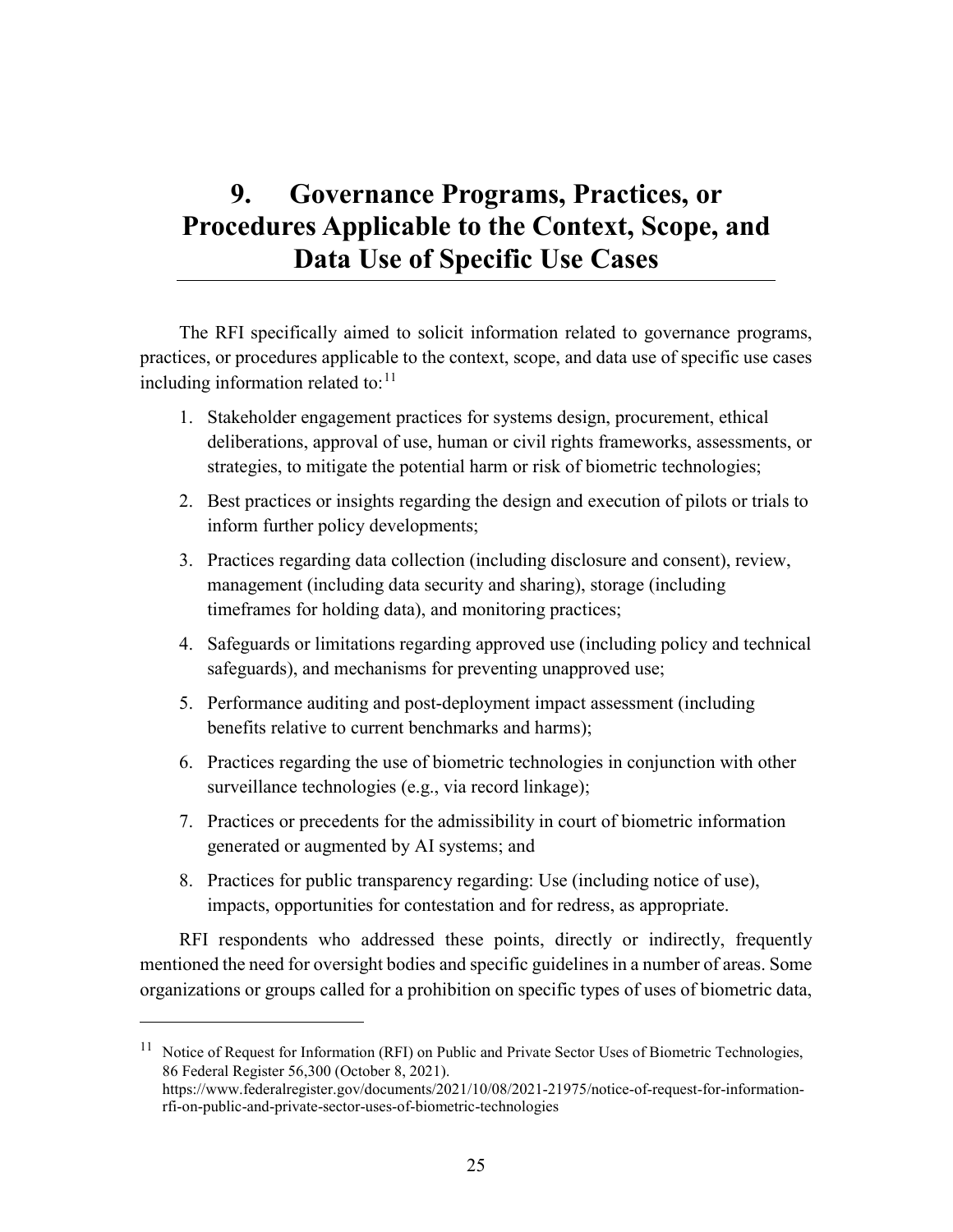# 9. Governance Programs, Practices, or Procedures Applicable to the Context, Scope, and Data Use of Specific Use Cases

The RFI specifically aimed to solicit information related to governance programs, practices, or procedures applicable to the context, scope, and data use of specific use cases including information related to:[11]

1. Stakeholder engagement practices for systems design, procurement, ethical deliberations, approval of use, human or civil rights frameworks, assessments, or strategies, to mitigate the potential harm or risk of biometric technologies;
2. Best practices or insights regarding the design and execution of pilots or trials to inform further policy developments;
3. Practices regarding data collection (including disclosure and consent), review, management (including data security and sharing), storage (including timeframes for holding data), and monitoring practices;
4. Safeguards or limitations regarding approved use (including policy and technical safeguards), and mechanisms for preventing unapproved use;
5. Performance auditing and post-deployment impact assessment (including benefits relative to current benchmarks and harms);
6. Practices regarding the use of biometric technologies in conjunction with other surveillance technologies (e.g., via record linkage);
7. Practices or precedents for the admissibility in court of biometric information generated or augmented by AI systems; and
8. Practices for public transparency regarding: Use (including notice of use), impacts, opportunities for contestation and for redress, as appropriate.

RFI respondents who addressed these points, directly or indirectly, frequently mentioned the need for oversight bodies and specific guidelines in a number of areas. Some organizations or groups called for a prohibition on specific types of uses of biometric data,

[11] Notice of Request for Information (RFI) on Public and Private Sector Uses of Biometric Technologies, 86 Federal Register 56,300 (October 8, 2021). https://www.federalregister.gov/documents/2021/10/08/2021-21975/notice-of-request-for-information-rfi-on-public-and-private-sector-uses-of-biometric-technologies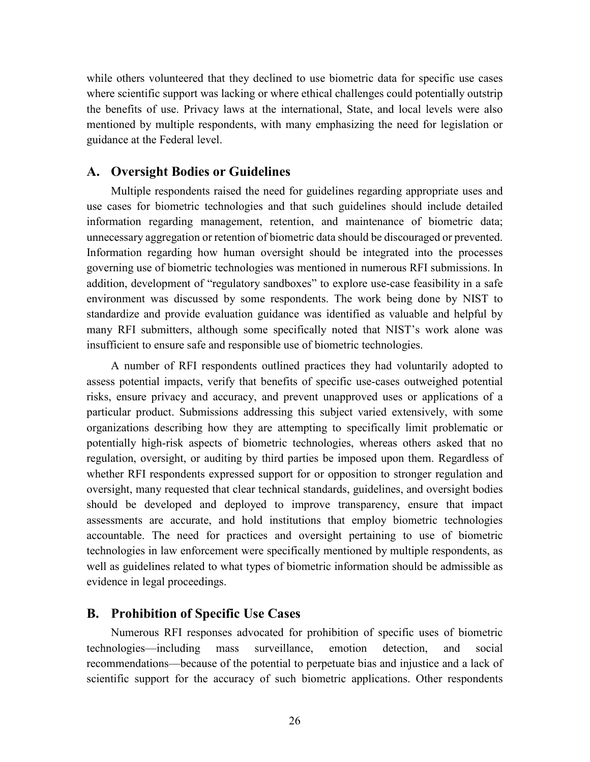while others volunteered that they declined to use biometric data for specific use cases where scientific support was lacking or where ethical challenges could potentially outstrip the benefits of use. Privacy laws at the international, State, and local levels were also mentioned by multiple respondents, with many emphasizing the need for legislation or guidance at the Federal level.

## A. Oversight Bodies or Guidelines

Multiple respondents raised the need for guidelines regarding appropriate uses and use cases for biometric technologies and that such guidelines should include detailed information regarding management, retention, and maintenance of biometric data; unnecessary aggregation or retention of biometric data should be discouraged or prevented. Information regarding how human oversight should be integrated into the processes governing use of biometric technologies was mentioned in numerous RFI submissions. In addition, development of "regulatory sandboxes" to explore use-case feasibility in a safe environment was discussed by some respondents. The work being done by NIST to standardize and provide evaluation guidance was identified as valuable and helpful by many RFI submitters, although some specifically noted that NIST's work alone was insufficient to ensure safe and responsible use of biometric technologies.

A number of RFI respondents outlined practices they had voluntarily adopted to assess potential impacts, verify that benefits of specific use-cases outweighed potential risks, ensure privacy and accuracy, and prevent unapproved uses or applications of a particular product. Submissions addressing this subject varied extensively, with some organizations describing how they are attempting to specifically limit problematic or potentially high-risk aspects of biometric technologies, whereas others asked that no regulation, oversight, or auditing by third parties be imposed upon them. Regardless of whether RFI respondents expressed support for or opposition to stronger regulation and oversight, many requested that clear technical standards, guidelines, and oversight bodies should be developed and deployed to improve transparency, ensure that impact assessments are accurate, and hold institutions that employ biometric technologies accountable. The need for practices and oversight pertaining to use of biometric technologies in law enforcement were specifically mentioned by multiple respondents, as well as guidelines related to what types of biometric information should be admissible as evidence in legal proceedings.

## B. Prohibition of Specific Use Cases

Numerous RFI responses advocated for prohibition of specific uses of biometric technologies—including mass surveillance, emotion detection, and social recommendations—because of the potential to perpetuate bias and injustice and a lack of scientific support for the accuracy of such biometric applications. Other respondents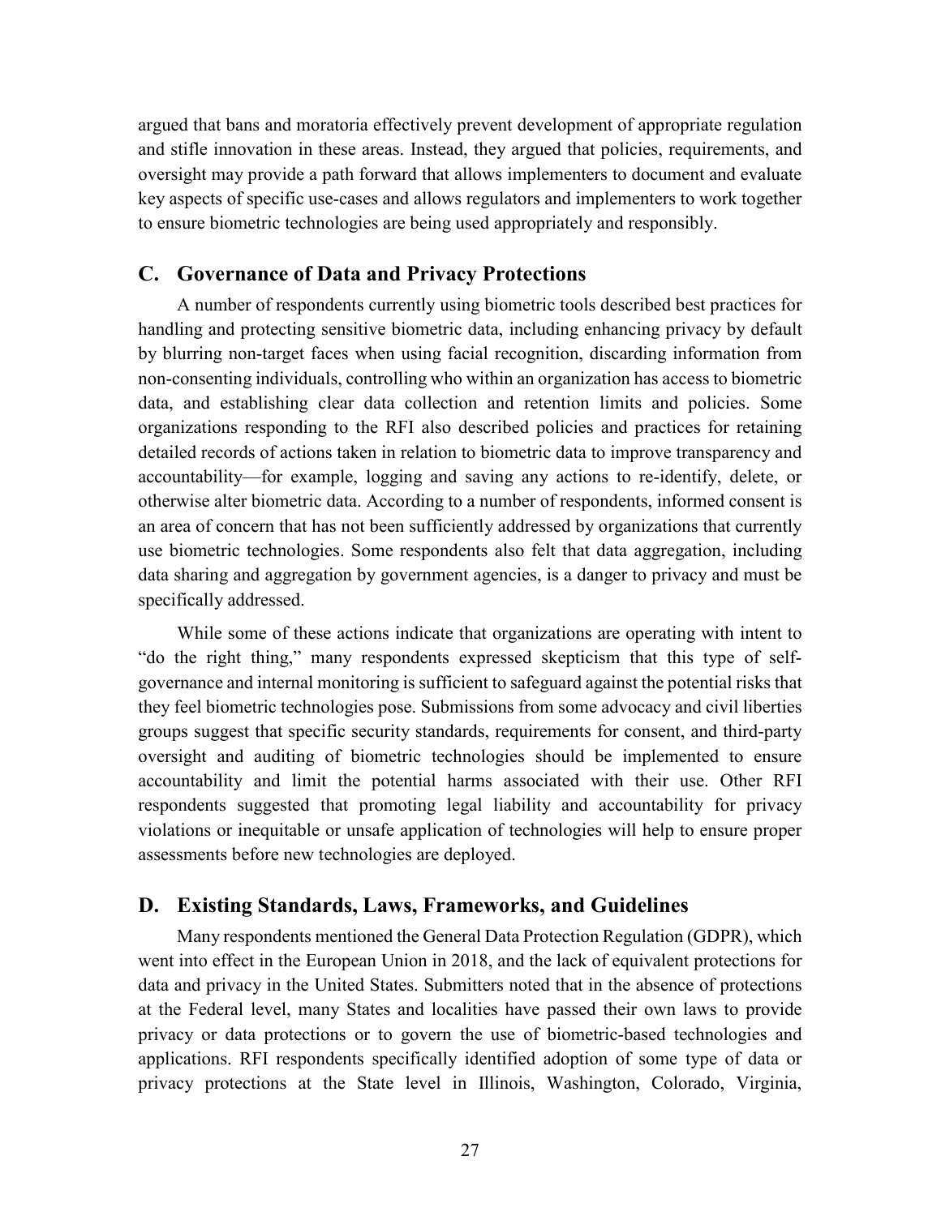argued that bans and moratoria effectively prevent development of appropriate regulation and stifle innovation in these areas. Instead, they argued that policies, requirements, and oversight may provide a path forward that allows implementers to document and evaluate key aspects of specific use-cases and allows regulators and implementers to work together to ensure biometric technologies are being used appropriately and responsibly.

## C. Governance of Data and Privacy Protections

A number of respondents currently using biometric tools described best practices for handling and protecting sensitive biometric data, including enhancing privacy by default by blurring non-target faces when using facial recognition, discarding information from non-consenting individuals, controlling who within an organization has access to biometric data, and establishing clear data collection and retention limits and policies. Some organizations responding to the RFI also described policies and practices for retaining detailed records of actions taken in relation to biometric data to improve transparency and accountability—for example, logging and saving any actions to re-identify, delete, or otherwise alter biometric data. According to a number of respondents, informed consent is an area of concern that has not been sufficiently addressed by organizations that currently use biometric technologies. Some respondents also felt that data aggregation, including data sharing and aggregation by government agencies, is a danger to privacy and must be specifically addressed.

While some of these actions indicate that organizations are operating with intent to "do the right thing," many respondents expressed skepticism that this type of self-governance and internal monitoring is sufficient to safeguard against the potential risks that they feel biometric technologies pose. Submissions from some advocacy and civil liberties groups suggest that specific security standards, requirements for consent, and third-party oversight and auditing of biometric technologies should be implemented to ensure accountability and limit the potential harms associated with their use. Other RFI respondents suggested that promoting legal liability and accountability for privacy violations or inequitable or unsafe application of technologies will help to ensure proper assessments before new technologies are deployed.

## D. Existing Standards, Laws, Frameworks, and Guidelines

Many respondents mentioned the General Data Protection Regulation (GDPR), which went into effect in the European Union in 2018, and the lack of equivalent protections for data and privacy in the United States. Submitters noted that in the absence of protections at the Federal level, many States and localities have passed their own laws to provide privacy or data protections or to govern the use of biometric-based technologies and applications. RFI respondents specifically identified adoption of some type of data or privacy protections at the State level in Illinois, Washington, Colorado, Virginia,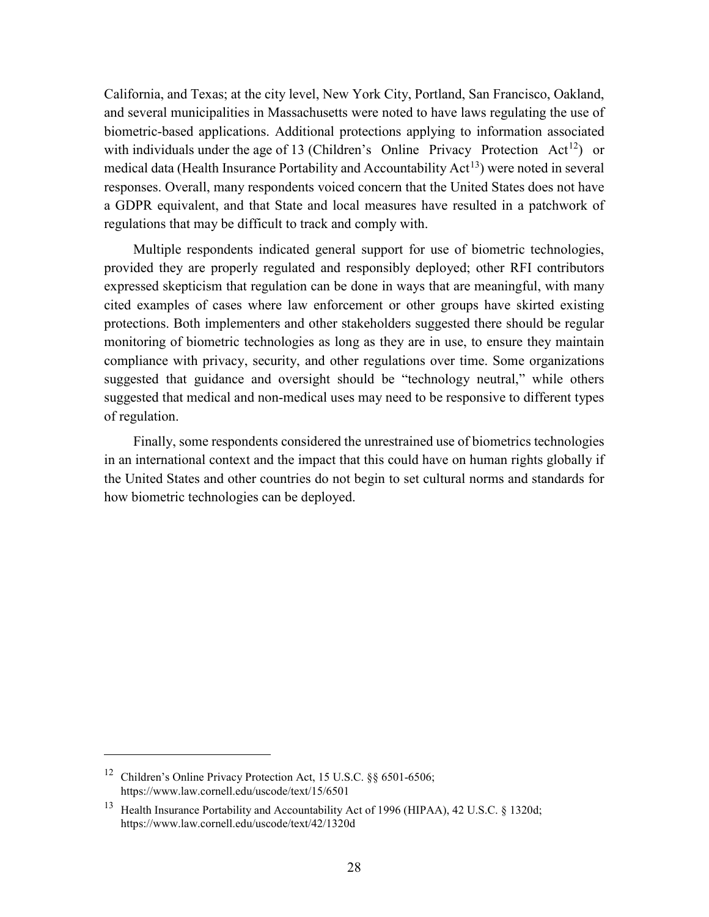California, and Texas; at the city level, New York City, Portland, San Francisco, Oakland, and several municipalities in Massachusetts were noted to have laws regulating the use of biometric-based applications. Additional protections applying to information associated with individuals under the age of 13 (Children's Online Privacy Protection Act[12]) or medical data (Health Insurance Portability and Accountability Act[13]) were noted in several responses. Overall, many respondents voiced concern that the United States does not have a GDPR equivalent, and that State and local measures have resulted in a patchwork of regulations that may be difficult to track and comply with.

Multiple respondents indicated general support for use of biometric technologies, provided they are properly regulated and responsibly deployed; other RFI contributors expressed skepticism that regulation can be done in ways that are meaningful, with many cited examples of cases where law enforcement or other groups have skirted existing protections. Both implementers and other stakeholders suggested there should be regular monitoring of biometric technologies as long as they are in use, to ensure they maintain compliance with privacy, security, and other regulations over time. Some organizations suggested that guidance and oversight should be "technology neutral," while others suggested that medical and non-medical uses may need to be responsive to different types of regulation.

Finally, some respondents considered the unrestrained use of biometrics technologies in an international context and the impact that this could have on human rights globally if the United States and other countries do not begin to set cultural norms and standards for how biometric technologies can be deployed.

---

[12] Children's Online Privacy Protection Act, 15 U.S.C. §§ 6501-6506; https://www.law.cornell.edu/uscode/text/15/6501

[13] Health Insurance Portability and Accountability Act of 1996 (HIPAA), 42 U.S.C. § 1320d; https://www.law.cornell.edu/uscode/text/42/1320d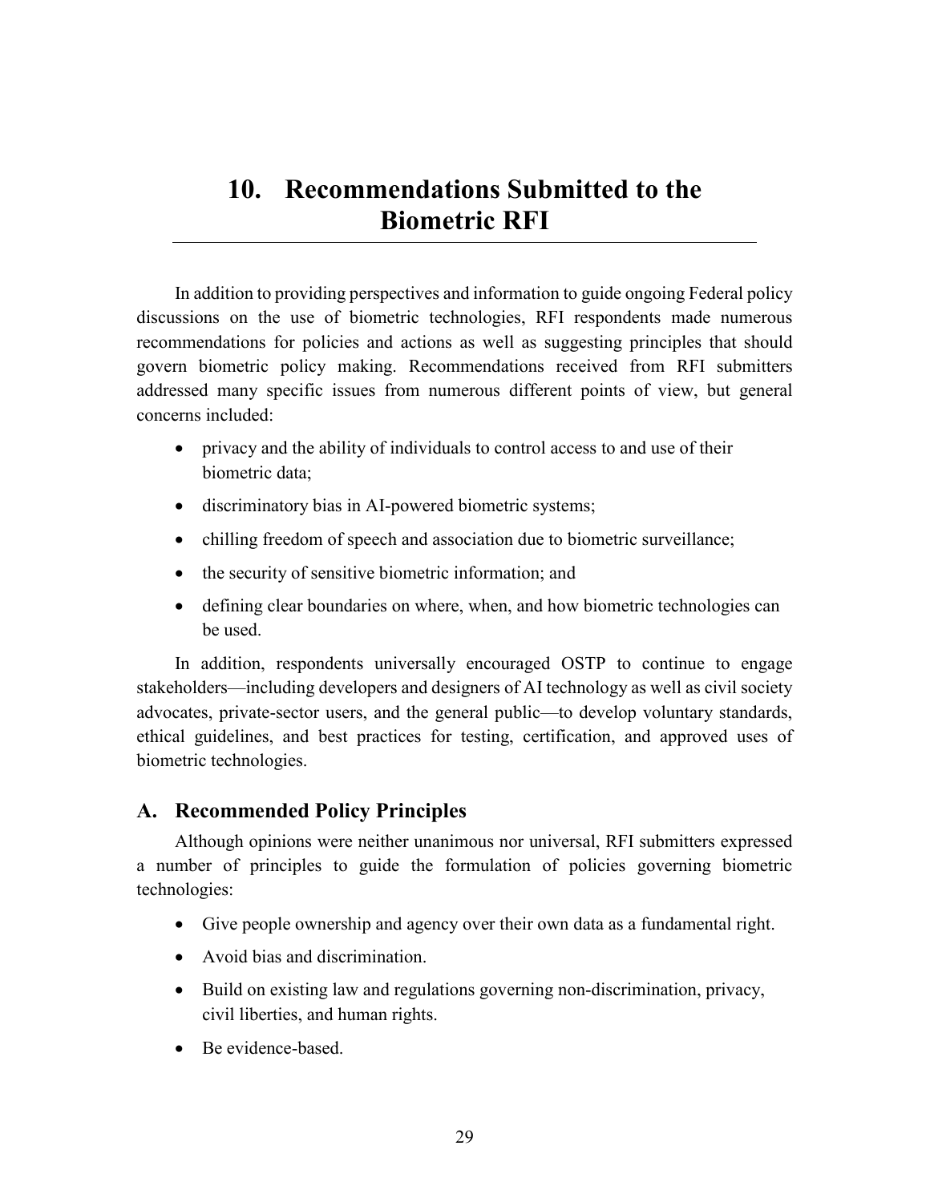# 10. Recommendations Submitted to the Biometric RFI

In addition to providing perspectives and information to guide ongoing Federal policy discussions on the use of biometric technologies, RFI respondents made numerous recommendations for policies and actions as well as suggesting principles that should govern biometric policy making. Recommendations received from RFI submitters addressed many specific issues from numerous different points of view, but general concerns included:

- privacy and the ability of individuals to control access to and use of their biometric data;
- discriminatory bias in AI-powered biometric systems;
- chilling freedom of speech and association due to biometric surveillance;
- the security of sensitive biometric information; and
- defining clear boundaries on where, when, and how biometric technologies can be used.

In addition, respondents universally encouraged OSTP to continue to engage stakeholders—including developers and designers of AI technology as well as civil society advocates, private-sector users, and the general public—to develop voluntary standards, ethical guidelines, and best practices for testing, certification, and approved uses of biometric technologies.

## A. Recommended Policy Principles

Although opinions were neither unanimous nor universal, RFI submitters expressed a number of principles to guide the formulation of policies governing biometric technologies:

- Give people ownership and agency over their own data as a fundamental right.
- Avoid bias and discrimination.
- Build on existing law and regulations governing non-discrimination, privacy, civil liberties, and human rights.
- Be evidence-based.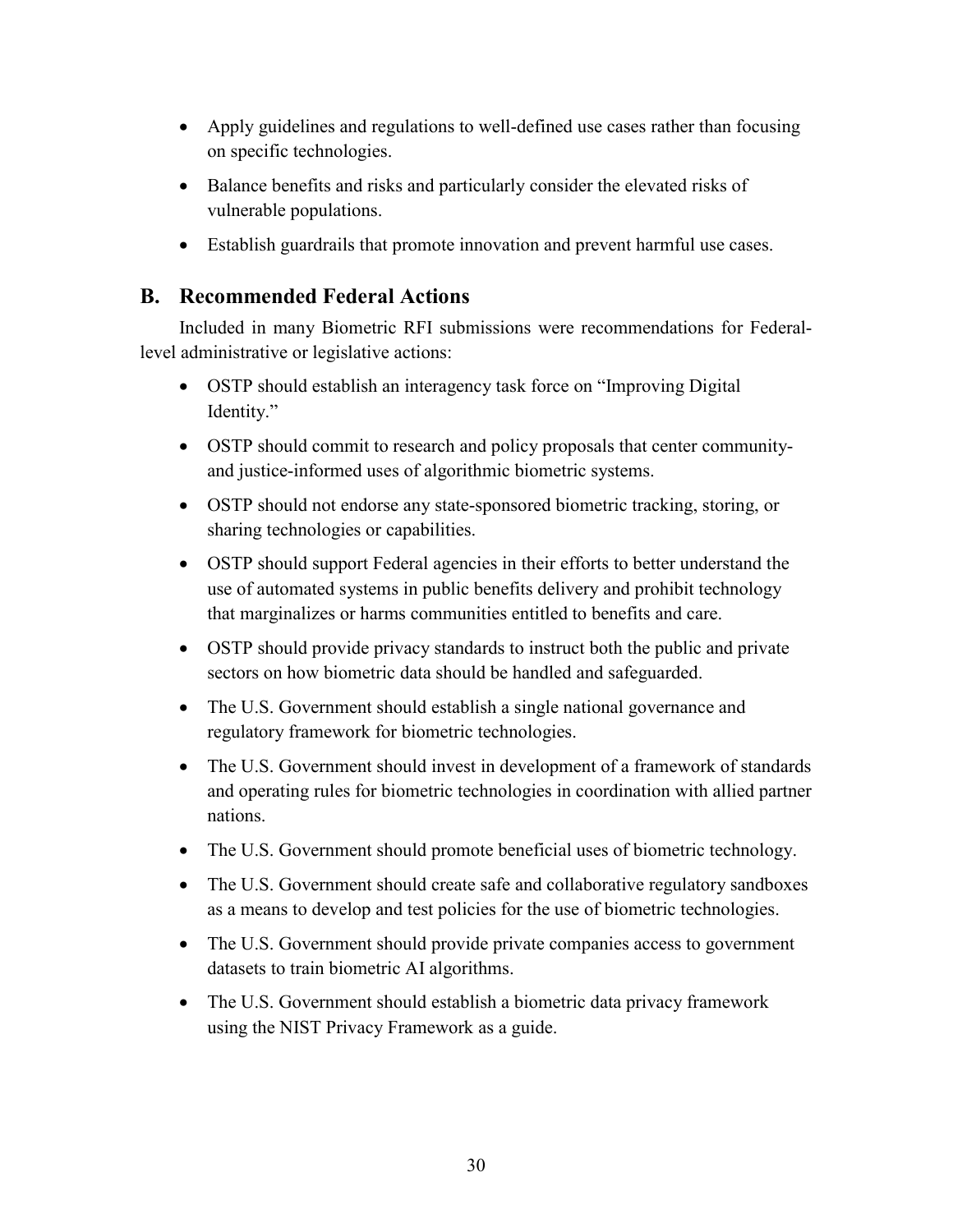- Apply guidelines and regulations to well-defined use cases rather than focusing on specific technologies.
- Balance benefits and risks and particularly consider the elevated risks of vulnerable populations.
- Establish guardrails that promote innovation and prevent harmful use cases.

## B. Recommended Federal Actions

Included in many Biometric RFI submissions were recommendations for Federal-level administrative or legislative actions:

- OSTP should establish an interagency task force on "Improving Digital Identity."
- OSTP should commit to research and policy proposals that center community- and justice-informed uses of algorithmic biometric systems.
- OSTP should not endorse any state-sponsored biometric tracking, storing, or sharing technologies or capabilities.
- OSTP should support Federal agencies in their efforts to better understand the use of automated systems in public benefits delivery and prohibit technology that marginalizes or harms communities entitled to benefits and care.
- OSTP should provide privacy standards to instruct both the public and private sectors on how biometric data should be handled and safeguarded.
- The U.S. Government should establish a single national governance and regulatory framework for biometric technologies.
- The U.S. Government should invest in development of a framework of standards and operating rules for biometric technologies in coordination with allied partner nations.
- The U.S. Government should promote beneficial uses of biometric technology.
- The U.S. Government should create safe and collaborative regulatory sandboxes as a means to develop and test policies for the use of biometric technologies.
- The U.S. Government should provide private companies access to government datasets to train biometric AI algorithms.
- The U.S. Government should establish a biometric data privacy framework using the NIST Privacy Framework as a guide.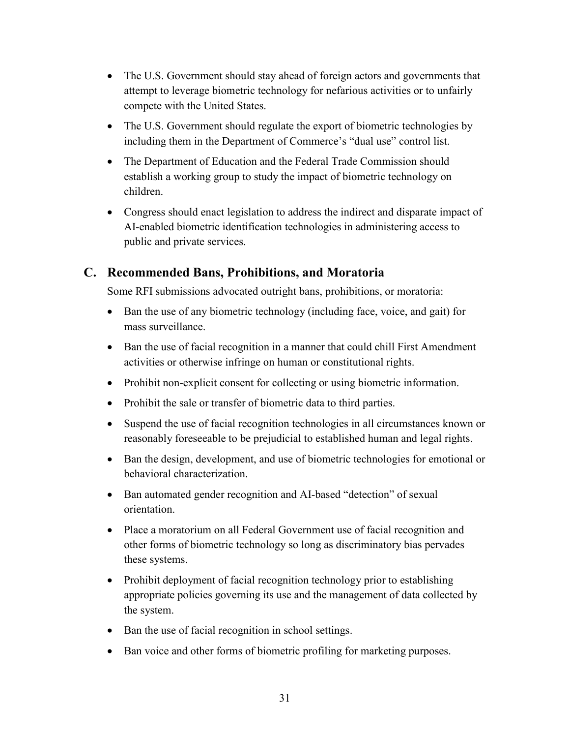- The U.S. Government should stay ahead of foreign actors and governments that attempt to leverage biometric technology for nefarious activities or to unfairly compete with the United States.
- The U.S. Government should regulate the export of biometric technologies by including them in the Department of Commerce's "dual use" control list.
- The Department of Education and the Federal Trade Commission should establish a working group to study the impact of biometric technology on children.
- Congress should enact legislation to address the indirect and disparate impact of AI-enabled biometric identification technologies in administering access to public and private services.

## C. Recommended Bans, Prohibitions, and Moratoria

Some RFI submissions advocated outright bans, prohibitions, or moratoria:

- Ban the use of any biometric technology (including face, voice, and gait) for mass surveillance.
- Ban the use of facial recognition in a manner that could chill First Amendment activities or otherwise infringe on human or constitutional rights.
- Prohibit non-explicit consent for collecting or using biometric information.
- Prohibit the sale or transfer of biometric data to third parties.
- Suspend the use of facial recognition technologies in all circumstances known or reasonably foreseeable to be prejudicial to established human and legal rights.
- Ban the design, development, and use of biometric technologies for emotional or behavioral characterization.
- Ban automated gender recognition and AI-based "detection" of sexual orientation.
- Place a moratorium on all Federal Government use of facial recognition and other forms of biometric technology so long as discriminatory bias pervades these systems.
- Prohibit deployment of facial recognition technology prior to establishing appropriate policies governing its use and the management of data collected by the system.
- Ban the use of facial recognition in school settings.
- Ban voice and other forms of biometric profiling for marketing purposes.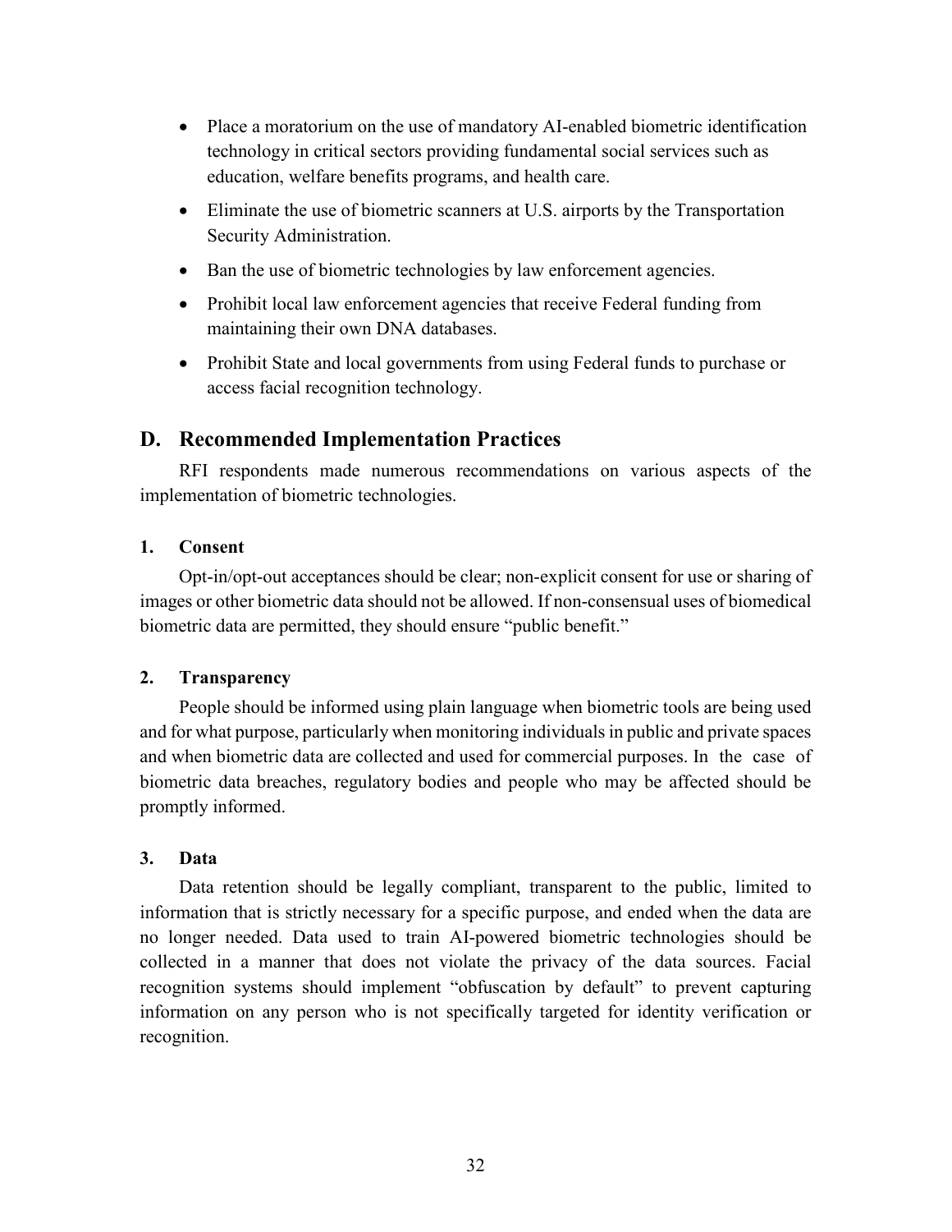- Place a moratorium on the use of mandatory AI-enabled biometric identification technology in critical sectors providing fundamental social services such as education, welfare benefits programs, and health care.
- Eliminate the use of biometric scanners at U.S. airports by the Transportation Security Administration.
- Ban the use of biometric technologies by law enforcement agencies.
- Prohibit local law enforcement agencies that receive Federal funding from maintaining their own DNA databases.
- Prohibit State and local governments from using Federal funds to purchase or access facial recognition technology.

## D. Recommended Implementation Practices

RFI respondents made numerous recommendations on various aspects of the implementation of biometric technologies.

### 1. Consent

Opt-in/opt-out acceptances should be clear; non-explicit consent for use or sharing of images or other biometric data should not be allowed. If non-consensual uses of biomedical biometric data are permitted, they should ensure "public benefit."

### 2. Transparency

People should be informed using plain language when biometric tools are being used and for what purpose, particularly when monitoring individuals in public and private spaces and when biometric data are collected and used for commercial purposes. In the case of biometric data breaches, regulatory bodies and people who may be affected should be promptly informed.

### 3. Data

Data retention should be legally compliant, transparent to the public, limited to information that is strictly necessary for a specific purpose, and ended when the data are no longer needed. Data used to train AI-powered biometric technologies should be collected in a manner that does not violate the privacy of the data sources. Facial recognition systems should implement "obfuscation by default" to prevent capturing information on any person who is not specifically targeted for identity verification or recognition.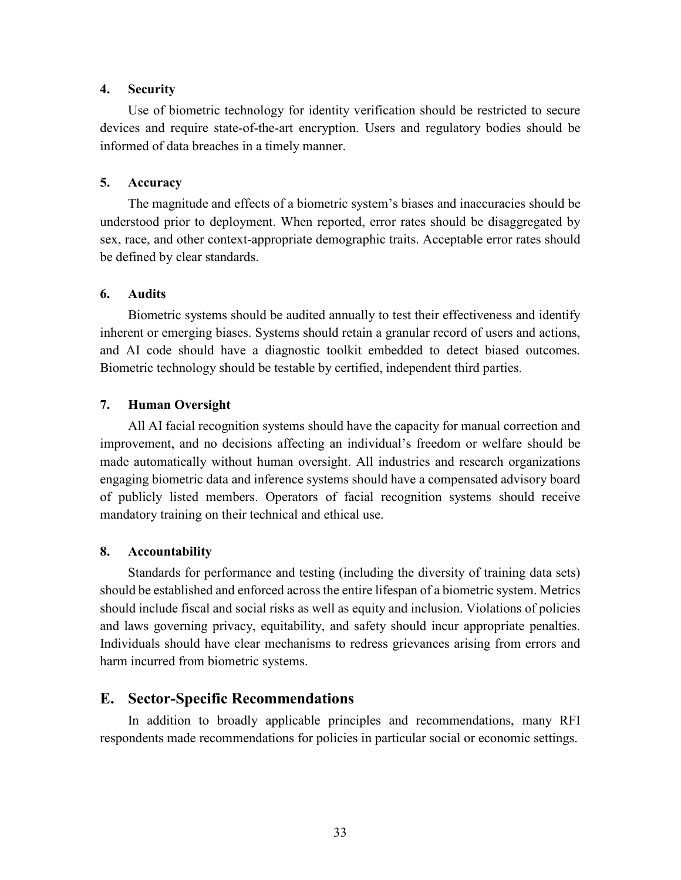#### 4. Security

Use of biometric technology for identity verification should be restricted to secure devices and require state-of-the-art encryption. Users and regulatory bodies should be informed of data breaches in a timely manner.

#### 5. Accuracy

The magnitude and effects of a biometric system's biases and inaccuracies should be understood prior to deployment. When reported, error rates should be disaggregated by sex, race, and other context-appropriate demographic traits. Acceptable error rates should be defined by clear standards.

#### 6. Audits

Biometric systems should be audited annually to test their effectiveness and identify inherent or emerging biases. Systems should retain a granular record of users and actions, and AI code should have a diagnostic toolkit embedded to detect biased outcomes. Biometric technology should be testable by certified, independent third parties.

#### 7. Human Oversight

All AI facial recognition systems should have the capacity for manual correction and improvement, and no decisions affecting an individual's freedom or welfare should be made automatically without human oversight. All industries and research organizations engaging biometric data and inference systems should have a compensated advisory board of publicly listed members. Operators of facial recognition systems should receive mandatory training on their technical and ethical use.

#### 8. Accountability

Standards for performance and testing (including the diversity of training data sets) should be established and enforced across the entire lifespan of a biometric system. Metrics should include fiscal and social risks as well as equity and inclusion. Violations of policies and laws governing privacy, equitability, and safety should incur appropriate penalties. Individuals should have clear mechanisms to redress grievances arising from errors and harm incurred from biometric systems.

## E. Sector-Specific Recommendations

In addition to broadly applicable principles and recommendations, many RFI respondents made recommendations for policies in particular social or economic settings.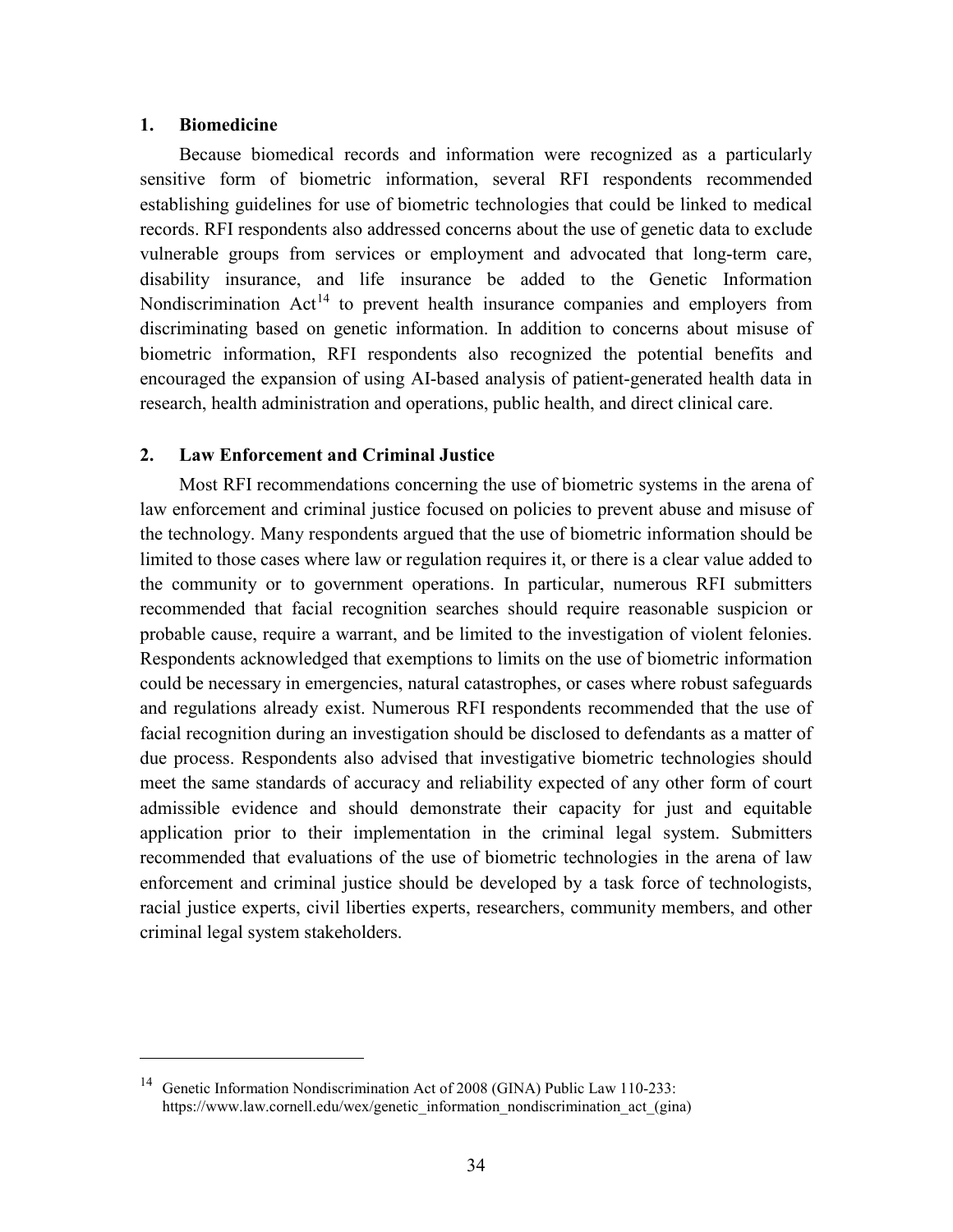### 1. Biomedicine

Because biomedical records and information were recognized as a particularly sensitive form of biometric information, several RFI respondents recommended establishing guidelines for use of biometric technologies that could be linked to medical records. RFI respondents also addressed concerns about the use of genetic data to exclude vulnerable groups from services or employment and advocated that long-term care, disability insurance, and life insurance be added to the Genetic Information Nondiscrimination Act[14] to prevent health insurance companies and employers from discriminating based on genetic information. In addition to concerns about misuse of biometric information, RFI respondents also recognized the potential benefits and encouraged the expansion of using AI-based analysis of patient-generated health data in research, health administration and operations, public health, and direct clinical care.

### 2. Law Enforcement and Criminal Justice

Most RFI recommendations concerning the use of biometric systems in the arena of law enforcement and criminal justice focused on policies to prevent abuse and misuse of the technology. Many respondents argued that the use of biometric information should be limited to those cases where law or regulation requires it, or there is a clear value added to the community or to government operations. In particular, numerous RFI submitters recommended that facial recognition searches should require reasonable suspicion or probable cause, require a warrant, and be limited to the investigation of violent felonies. Respondents acknowledged that exemptions to limits on the use of biometric information could be necessary in emergencies, natural catastrophes, or cases where robust safeguards and regulations already exist. Numerous RFI respondents recommended that the use of facial recognition during an investigation should be disclosed to defendants as a matter of due process. Respondents also advised that investigative biometric technologies should meet the same standards of accuracy and reliability expected of any other form of court admissible evidence and should demonstrate their capacity for just and equitable application prior to their implementation in the criminal legal system. Submitters recommended that evaluations of the use of biometric technologies in the arena of law enforcement and criminal justice should be developed by a task force of technologists, racial justice experts, civil liberties experts, researchers, community members, and other criminal legal system stakeholders.

---

[14] Genetic Information Nondiscrimination Act of 2008 (GINA) Public Law 110-233: https://www.law.cornell.edu/wex/genetic_information_nondiscrimination_act_(gina)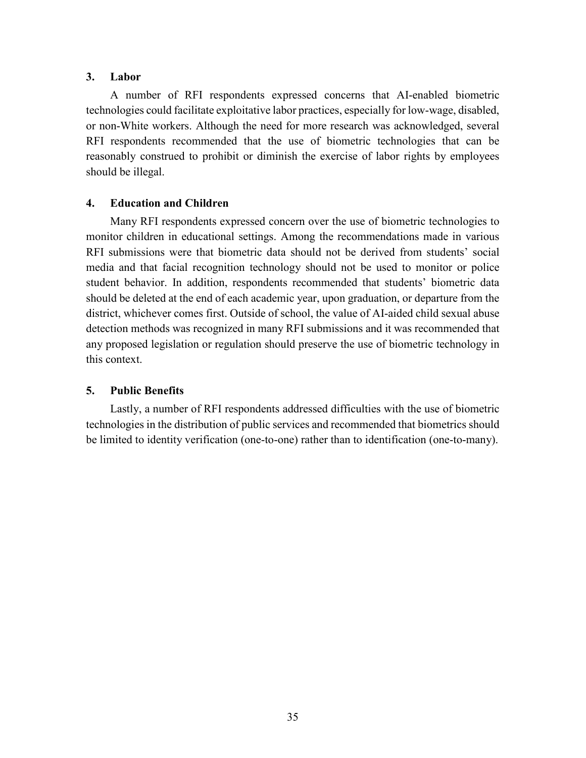### 3. Labor

A number of RFI respondents expressed concerns that AI-enabled biometric technologies could facilitate exploitative labor practices, especially for low-wage, disabled, or non-White workers. Although the need for more research was acknowledged, several RFI respondents recommended that the use of biometric technologies that can be reasonably construed to prohibit or diminish the exercise of labor rights by employees should be illegal.

### 4. Education and Children

Many RFI respondents expressed concern over the use of biometric technologies to monitor children in educational settings. Among the recommendations made in various RFI submissions were that biometric data should not be derived from students' social media and that facial recognition technology should not be used to monitor or police student behavior. In addition, respondents recommended that students' biometric data should be deleted at the end of each academic year, upon graduation, or departure from the district, whichever comes first. Outside of school, the value of AI-aided child sexual abuse detection methods was recognized in many RFI submissions and it was recommended that any proposed legislation or regulation should preserve the use of biometric technology in this context.

### 5. Public Benefits

Lastly, a number of RFI respondents addressed difficulties with the use of biometric technologies in the distribution of public services and recommended that biometrics should be limited to identity verification (one-to-one) rather than to identification (one-to-many).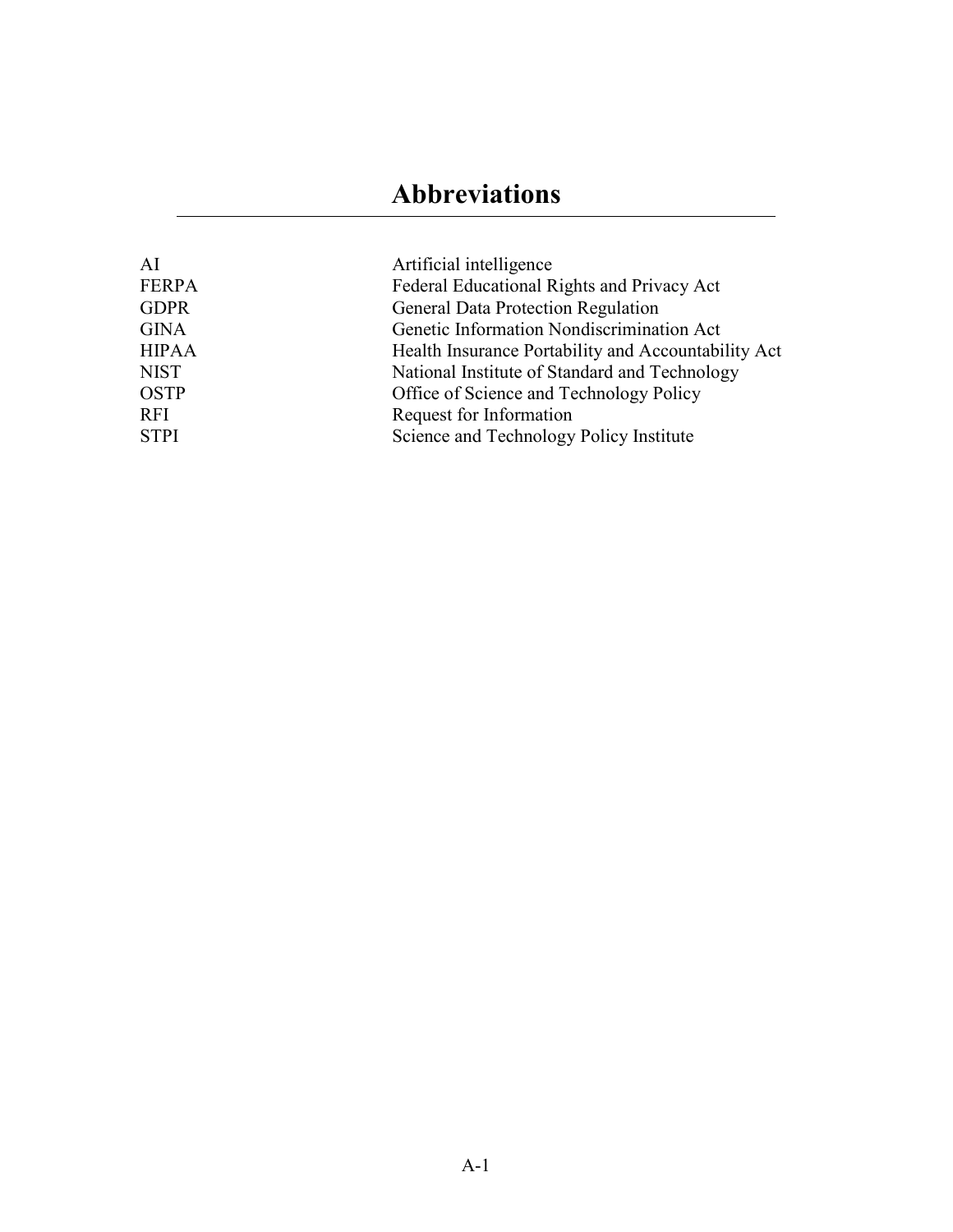# Abbreviations

| | |
|---|---|
| AI | Artificial intelligence |
| FERPA | Federal Educational Rights and Privacy Act |
| GDPR | General Data Protection Regulation |
| GINA | Genetic Information Nondiscrimination Act |
| HIPAA | Health Insurance Portability and Accountability Act |
| NIST | National Institute of Standard and Technology |
| OSTP | Office of Science and Technology Policy |
| RFI | Request for Information |
| STPI | Science and Technology Policy Institute |